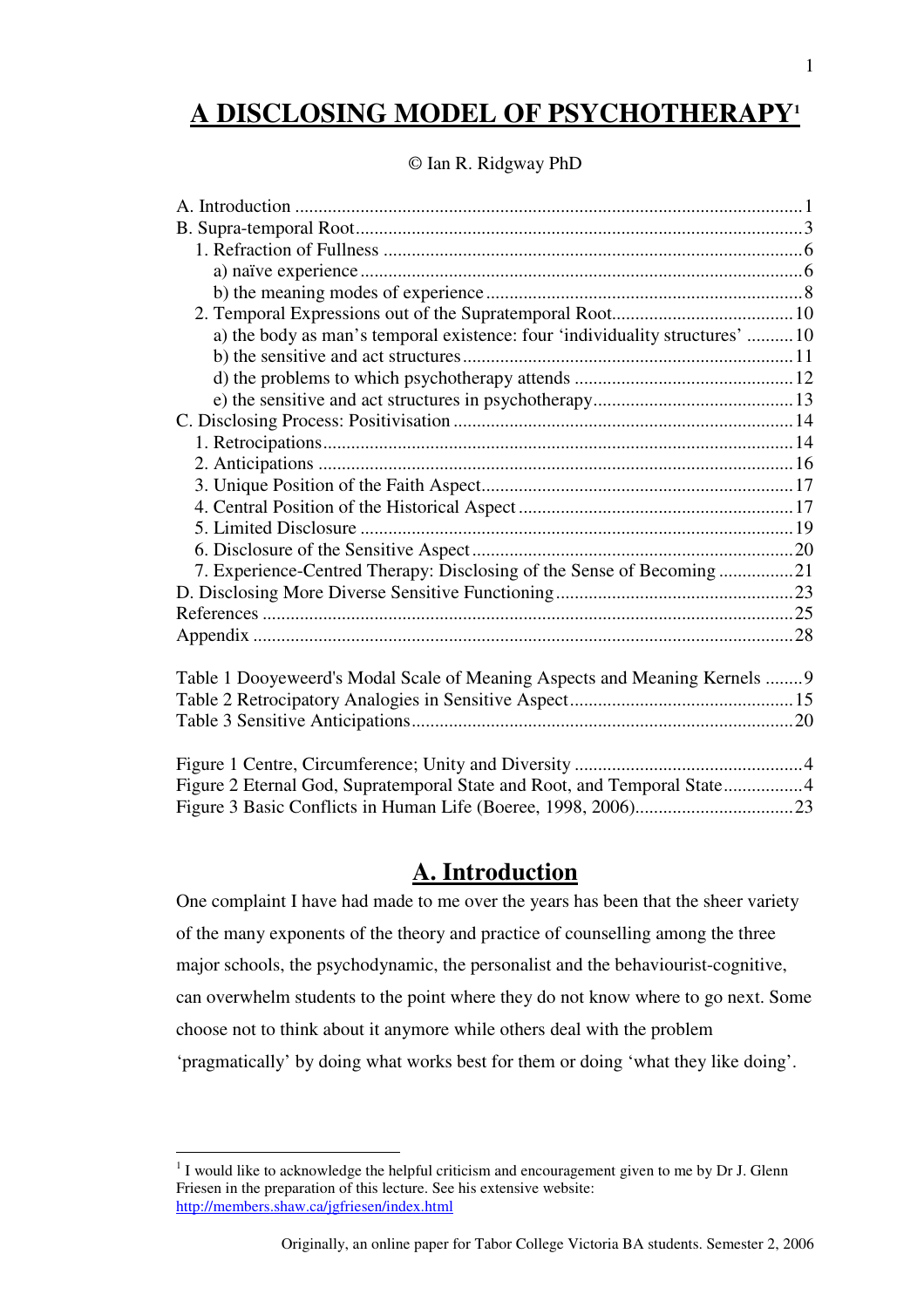# A DISCLOSING MODEL OF PSYCHOTHERAPY[1]

© Ian R. Ridgway PhD

A. Introduction ........ 1
B. Supra-temporal Root ........ 3
  1. Refraction of Fullness ........ 6
    a) naïve experience ........ 6
    b) the meaning modes of experience ........ 8
  2. Temporal Expressions out of the Supratemporal Root ........ 10
    a) the body as man's temporal existence: four 'individuality structures' ........ 10
    b) the sensitive and act structures ........ 11
    d) the problems to which psychotherapy attends ........ 12
    e) the sensitive and act structures in psychotherapy ........ 13
C. Disclosing Process: Positivisation ........ 14
  1. Retrocipations ........ 14
  2. Anticipations ........ 16
  3. Unique Position of the Faith Aspect ........ 17
  4. Central Position of the Historical Aspect ........ 17
  5. Limited Disclosure ........ 19
  6. Disclosure of the Sensitive Aspect ........ 20
  7. Experience-Centred Therapy: Disclosing of the Sense of Becoming ........ 21
D. Disclosing More Diverse Sensitive Functioning ........ 23
References ........ 25
Appendix ........ 28

Table 1 Dooyeweerd's Modal Scale of Meaning Aspects and Meaning Kernels ........ 9
Table 2 Retrocipatory Analogies in Sensitive Aspect ........ 15
Table 3 Sensitive Anticipations ........ 20

Figure 1 Centre, Circumference; Unity and Diversity ........ 4
Figure 2 Eternal God, Supratemporal State and Root, and Temporal State ........ 4
Figure 3 Basic Conflicts in Human Life (Boeree, 1998, 2006) ........ 23

## A. Introduction

One complaint I have had made to me over the years has been that the sheer variety of the many exponents of the theory and practice of counselling among the three major schools, the psychodynamic, the personalist and the behaviourist-cognitive, can overwhelm students to the point where they do not know where to go next. Some choose not to think about it anymore while others deal with the problem 'pragmatically' by doing what works best for them or doing 'what they like doing'.

---

[1] I would like to acknowledge the helpful criticism and encouragement given to me by Dr J. Glenn Friesen in the preparation of this lecture. See his extensive website: http://members.shaw.ca/jgfriesen/index.html

Originally, an online paper for Tabor College Victoria BA students. Semester 2, 2006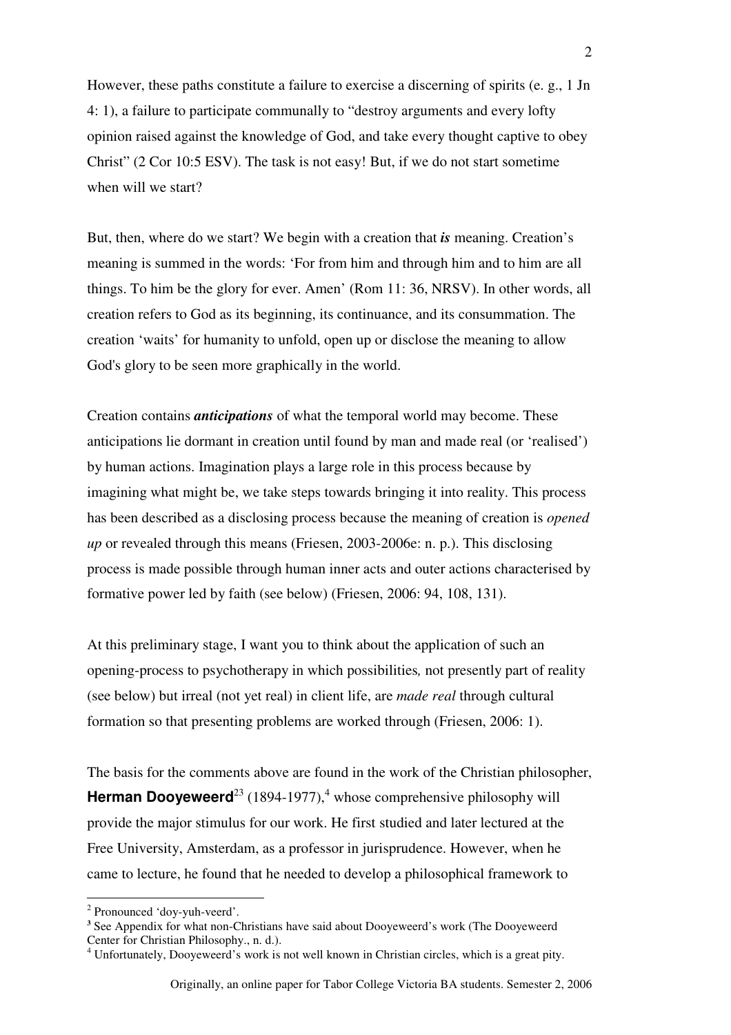However, these paths constitute a failure to exercise a discerning of spirits (e. g., 1 Jn 4: 1), a failure to participate communally to "destroy arguments and every lofty opinion raised against the knowledge of God, and take every thought captive to obey Christ" (2 Cor 10:5 ESV). The task is not easy! But, if we do not start sometime when will we start?

But, then, where do we start? We begin with a creation that ***is*** meaning. Creation's meaning is summed in the words: 'For from him and through him and to him are all things. To him be the glory for ever. Amen' (Rom 11: 36, NRSV). In other words, all creation refers to God as its beginning, its continuance, and its consummation. The creation 'waits' for humanity to unfold, open up or disclose the meaning to allow God's glory to be seen more graphically in the world.

Creation contains ***anticipations*** of what the temporal world may become. These anticipations lie dormant in creation until found by man and made real (or 'realised') by human actions. Imagination plays a large role in this process because by imagining what might be, we take steps towards bringing it into reality. This process has been described as a disclosing process because the meaning of creation is *opened up* or revealed through this means (Friesen, 2003-2006e: n. p.). This disclosing process is made possible through human inner acts and outer actions characterised by formative power led by faith (see below) (Friesen, 2006: 94, 108, 131).

At this preliminary stage, I want you to think about the application of such an opening-process to psychotherapy in which possibilities*,* not presently part of reality (see below) but irreal (not yet real) in client life, are *made real* through cultural formation so that presenting problems are worked through (Friesen, 2006: 1).

The basis for the comments above are found in the work of the Christian philosopher, **Herman Dooyeweerd**[2][3] (1894-1977),[4] whose comprehensive philosophy will provide the major stimulus for our work. He first studied and later lectured at the Free University, Amsterdam, as a professor in jurisprudence. However, when he came to lecture, he found that he needed to develop a philosophical framework to

---

[2] Pronounced 'doy-yuh-veerd'.

[3] See Appendix for what non-Christians have said about Dooyeweerd's work (The Dooyeweerd Center for Christian Philosophy., n. d.).

[4] Unfortunately, Dooyeweerd's work is not well known in Christian circles, which is a great pity.

Originally, an online paper for Tabor College Victoria BA students. Semester 2, 2006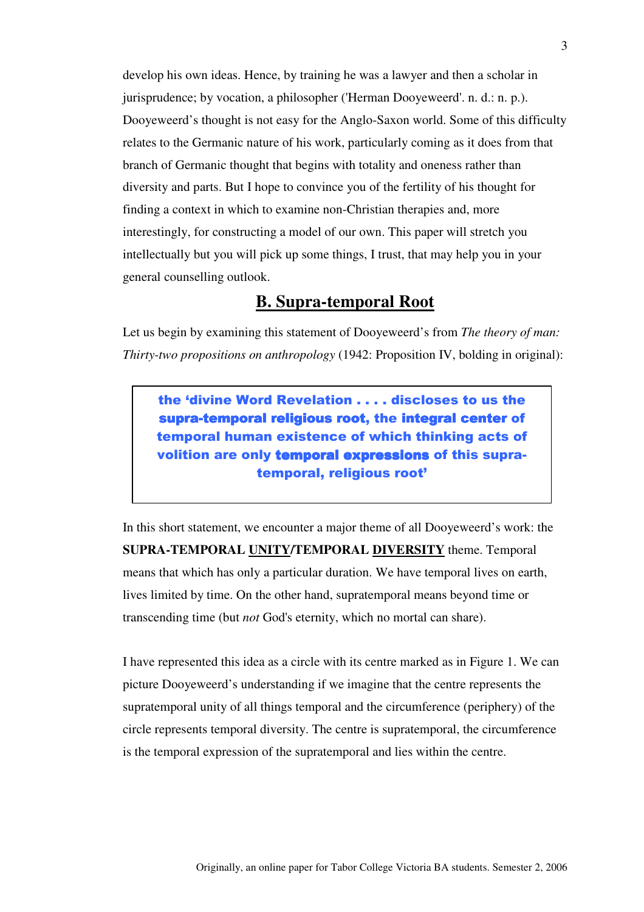develop his own ideas. Hence, by training he was a lawyer and then a scholar in jurisprudence; by vocation, a philosopher ('Herman Dooyeweerd'. n. d.: n. p.). Dooyeweerd's thought is not easy for the Anglo-Saxon world. Some of this difficulty relates to the Germanic nature of his work, particularly coming as it does from that branch of Germanic thought that begins with totality and oneness rather than diversity and parts. But I hope to convince you of the fertility of his thought for finding a context in which to examine non-Christian therapies and, more interestingly, for constructing a model of our own. This paper will stretch you intellectually but you will pick up some things, I trust, that may help you in your general counselling outlook.

## B. Supra-temporal Root

Let us begin by examining this statement of Dooyeweerd's from *The theory of man: Thirty-two propositions on anthropology* (1942: Proposition IV, bolding in original):

> **the 'divine Word Revelation . . . . discloses to us the supra-temporal religious root, the integral center of temporal human existence of which thinking acts of volition are only temporal expressions of this supra-temporal, religious root'**

In this short statement, we encounter a major theme of all Dooyeweerd's work: the **SUPRA-TEMPORAL UNITY/TEMPORAL DIVERSITY** theme. Temporal means that which has only a particular duration. We have temporal lives on earth, lives limited by time. On the other hand, supratemporal means beyond time or transcending time (but *not* God's eternity, which no mortal can share).

I have represented this idea as a circle with its centre marked as in Figure 1. We can picture Dooyeweerd's understanding if we imagine that the centre represents the supratemporal unity of all things temporal and the circumference (periphery) of the circle represents temporal diversity. The centre is supratemporal, the circumference is the temporal expression of the supratemporal and lies within the centre.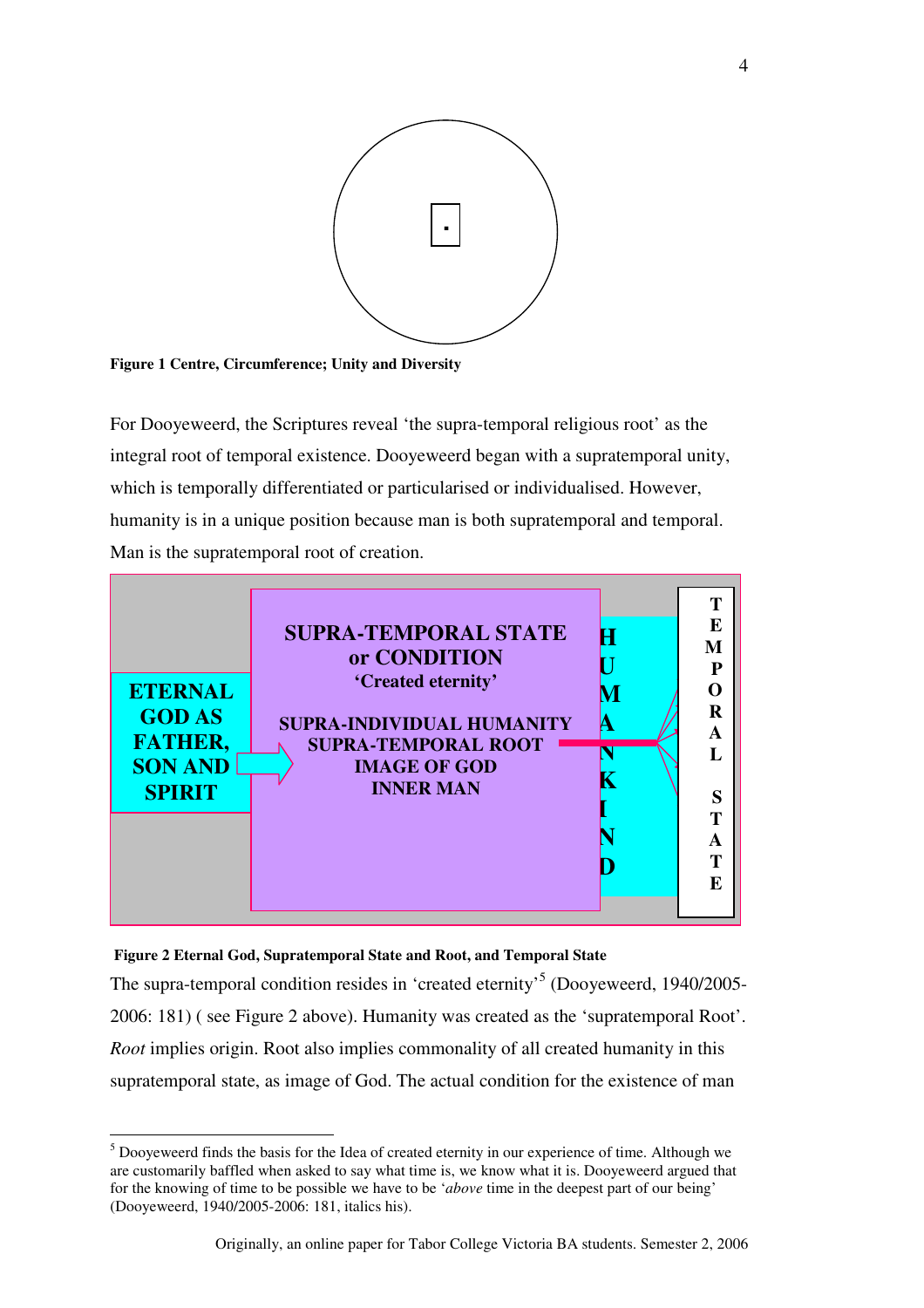**Figure 1 Centre, Circumference; Unity and Diversity**

For Dooyeweerd, the Scriptures reveal 'the supra-temporal religious root' as the integral root of temporal existence. Dooyeweerd began with a supratemporal unity, which is temporally differentiated or particularised or individualised. However, humanity is in a unique position because man is both supratemporal and temporal. Man is the supratemporal root of creation.

ETERNAL GOD AS FATHER, SON AND SPIRIT

SUPRA-TEMPORAL STATE or CONDITION
'Created eternity'

SUPRA-INDIVIDUAL HUMANITY
SUPRA-TEMPORAL ROOT
IMAGE OF GOD
INNER MAN

HUMANKIND

TEMPORAL STATE

**Figure 2 Eternal God, Supratemporal State and Root, and Temporal State**

The supra-temporal condition resides in 'created eternity'[5] (Dooyeweerd, 1940/2005-2006: 181) ( see Figure 2 above). Humanity was created as the 'supratemporal Root'. *Root* implies origin. Root also implies commonality of all created humanity in this supratemporal state, as image of God. The actual condition for the existence of man

---

[5] Dooyeweerd finds the basis for the Idea of created eternity in our experience of time. Although we are customarily baffled when asked to say what time is, we know what it is. Dooyeweerd argued that for the knowing of time to be possible we have to be '*above* time in the deepest part of our being' (Dooyeweerd, 1940/2005-2006: 181, italics his).

Originally, an online paper for Tabor College Victoria BA students. Semester 2, 2006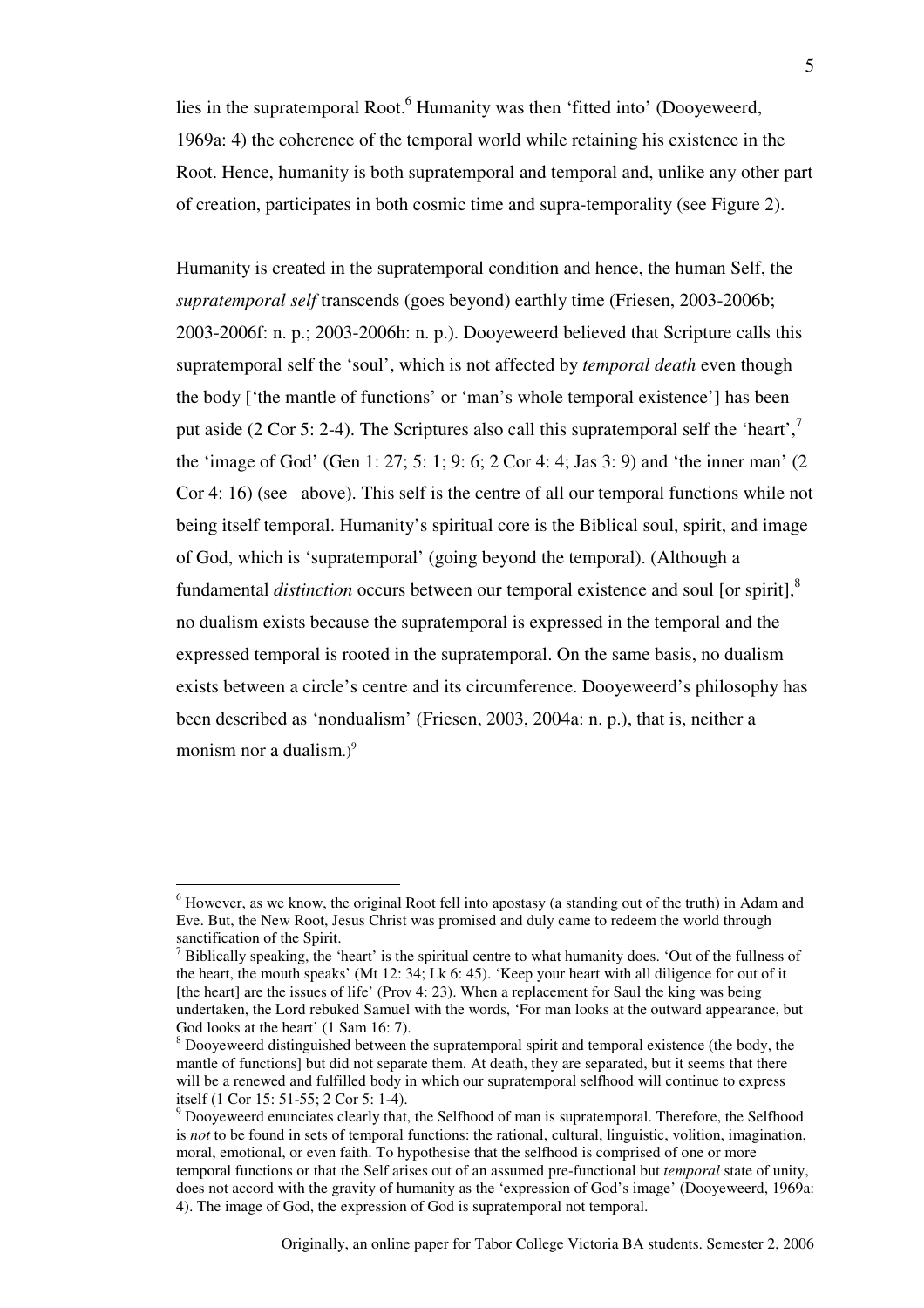lies in the supratemporal Root.[6] Humanity was then 'fitted into' (Dooyeweerd, 1969a: 4) the coherence of the temporal world while retaining his existence in the Root. Hence, humanity is both supratemporal and temporal and, unlike any other part of creation, participates in both cosmic time and supra-temporality (see Figure 2).

Humanity is created in the supratemporal condition and hence, the human Self, the *supratemporal self* transcends (goes beyond) earthly time (Friesen, 2003-2006b; 2003-2006f: n. p.; 2003-2006h: n. p.). Dooyeweerd believed that Scripture calls this supratemporal self the 'soul', which is not affected by *temporal death* even though the body ['the mantle of functions' or 'man's whole temporal existence'] has been put aside (2 Cor 5: 2-4). The Scriptures also call this supratemporal self the 'heart',[7] the 'image of God' (Gen 1: 27; 5: 1; 9: 6; 2 Cor 4: 4; Jas 3: 9) and 'the inner man' (2 Cor 4: 16) (see above). This self is the centre of all our temporal functions while not being itself temporal. Humanity's spiritual core is the Biblical soul, spirit, and image of God, which is 'supratemporal' (going beyond the temporal). (Although a fundamental *distinction* occurs between our temporal existence and soul [or spirit],[8] no dualism exists because the supratemporal is expressed in the temporal and the expressed temporal is rooted in the supratemporal. On the same basis, no dualism exists between a circle's centre and its circumference. Dooyeweerd's philosophy has been described as 'nondualism' (Friesen, 2003, 2004a: n. p.), that is, neither a monism nor a dualism.)[9]

---

[6] However, as we know, the original Root fell into apostasy (a standing out of the truth) in Adam and Eve. But, the New Root, Jesus Christ was promised and duly came to redeem the world through sanctification of the Spirit.

[7] Biblically speaking, the 'heart' is the spiritual centre to what humanity does. 'Out of the fullness of the heart, the mouth speaks' (Mt 12: 34; Lk 6: 45). 'Keep your heart with all diligence for out of it [the heart] are the issues of life' (Prov 4: 23). When a replacement for Saul the king was being undertaken, the Lord rebuked Samuel with the words, 'For man looks at the outward appearance, but God looks at the heart' (1 Sam 16: 7).

[8] Dooyeweerd distinguished between the supratemporal spirit and temporal existence (the body, the mantle of functions] but did not separate them. At death, they are separated, but it seems that there will be a renewed and fulfilled body in which our supratemporal selfhood will continue to express itself (1 Cor 15: 51-55; 2 Cor 5: 1-4).

[9] Dooyeweerd enunciates clearly that, the Selfhood of man is supratemporal. Therefore, the Selfhood is *not* to be found in sets of temporal functions: the rational, cultural, linguistic, volition, imagination, moral, emotional, or even faith. To hypothesise that the selfhood is comprised of one or more temporal functions or that the Self arises out of an assumed pre-functional but *temporal* state of unity, does not accord with the gravity of humanity as the 'expression of God's image' (Dooyeweerd, 1969a: 4). The image of God, the expression of God is supratemporal not temporal.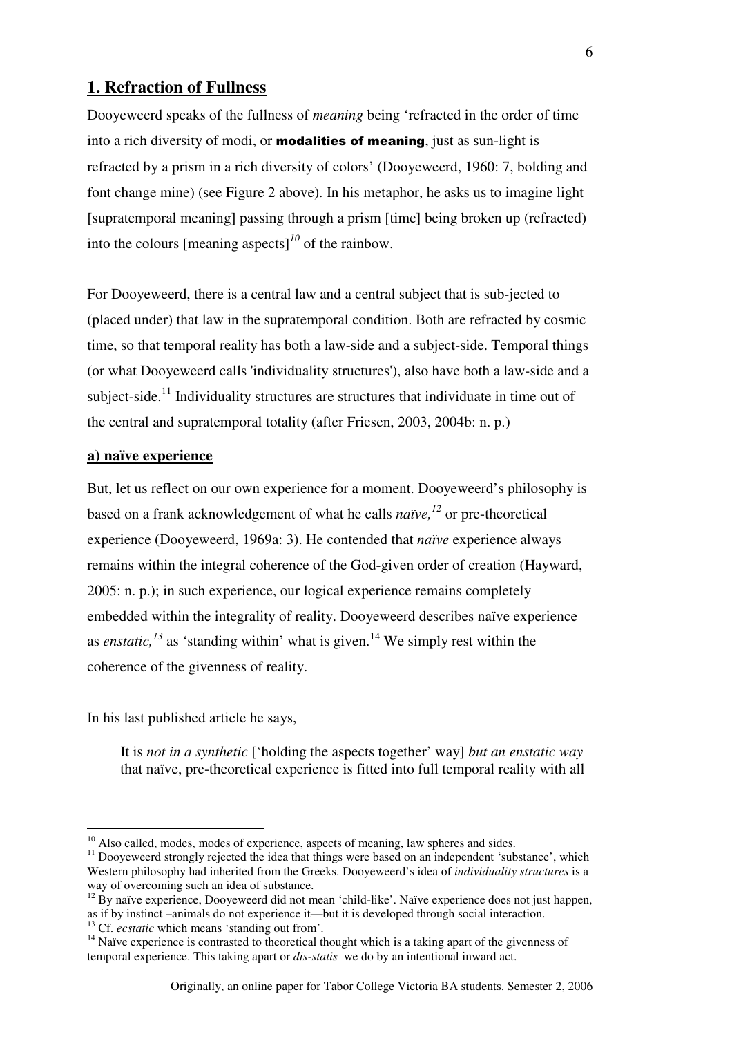## 1. Refraction of Fullness

Dooyeweerd speaks of the fullness of *meaning* being 'refracted in the order of time into a rich diversity of modi, or **modalities of meaning**, just as sun-light is refracted by a prism in a rich diversity of colors' (Dooyeweerd, 1960: 7, bolding and font change mine) (see Figure 2 above). In his metaphor, he asks us to imagine light [supratemporal meaning] passing through a prism [time] being broken up (refracted) into the colours [meaning aspects][10] of the rainbow.

For Dooyeweerd, there is a central law and a central subject that is sub-jected to (placed under) that law in the supratemporal condition. Both are refracted by cosmic time, so that temporal reality has both a law-side and a subject-side. Temporal things (or what Dooyeweerd calls 'individuality structures'), also have both a law-side and a subject-side.[11] Individuality structures are structures that individuate in time out of the central and supratemporal totality (after Friesen, 2003, 2004b: n. p.)

### a) naïve experience

But, let us reflect on our own experience for a moment. Dooyeweerd's philosophy is based on a frank acknowledgement of what he calls *naïve,*[12] or pre-theoretical experience (Dooyeweerd, 1969a: 3). He contended that *naïve* experience always remains within the integral coherence of the God-given order of creation (Hayward, 2005: n. p.); in such experience, our logical experience remains completely embedded within the integrality of reality. Dooyeweerd describes naïve experience as *enstatic,*[13] as 'standing within' what is given.[14] We simply rest within the coherence of the givenness of reality.

In his last published article he says,

> It is *not in a synthetic* ['holding the aspects together' way] *but an enstatic way* that naïve, pre-theoretical experience is fitted into full temporal reality with all

---

[10] Also called, modes, modes of experience, aspects of meaning, law spheres and sides.

[11] Dooyeweerd strongly rejected the idea that things were based on an independent 'substance', which Western philosophy had inherited from the Greeks. Dooyeweerd's idea of *individuality structures* is a way of overcoming such an idea of substance.

[12] By naïve experience, Dooyeweerd did not mean 'child-like'. Naïve experience does not just happen, as if by instinct –animals do not experience it—but it is developed through social interaction.

[13] Cf. *ecstatic* which means 'standing out from'.

[14] Naïve experience is contrasted to theoretical thought which is a taking apart of the givenness of temporal experience. This taking apart or *dis-statis* we do by an intentional inward act.

Originally, an online paper for Tabor College Victoria BA students. Semester 2, 2006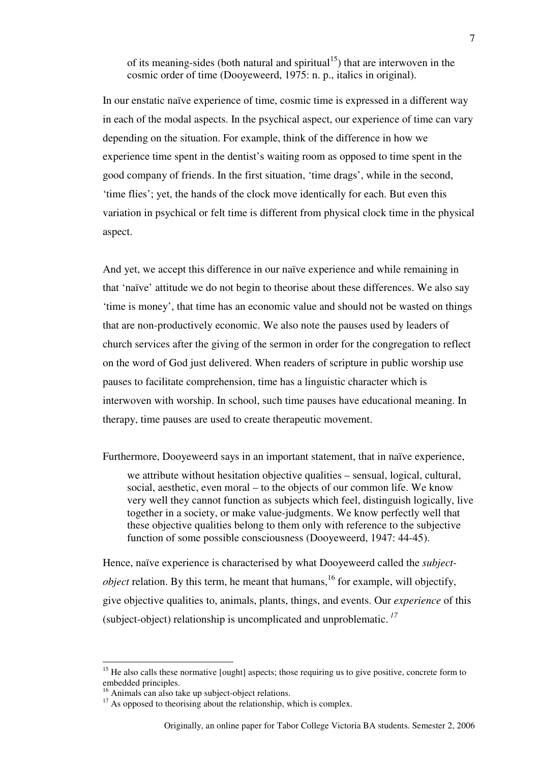> of its meaning-sides (both natural and spiritual[15]) that are interwoven in the cosmic order of time (Dooyeweerd, 1975: n. p., italics in original).

In our enstatic naïve experience of time, cosmic time is expressed in a different way in each of the modal aspects. In the psychical aspect, our experience of time can vary depending on the situation. For example, think of the difference in how we experience time spent in the dentist's waiting room as opposed to time spent in the good company of friends. In the first situation, 'time drags', while in the second, 'time flies'; yet, the hands of the clock move identically for each. But even this variation in psychical or felt time is different from physical clock time in the physical aspect.

And yet, we accept this difference in our naïve experience and while remaining in that 'naïve' attitude we do not begin to theorise about these differences. We also say 'time is money', that time has an economic value and should not be wasted on things that are non-productively economic. We also note the pauses used by leaders of church services after the giving of the sermon in order for the congregation to reflect on the word of God just delivered. When readers of scripture in public worship use pauses to facilitate comprehension, time has a linguistic character which is interwoven with worship. In school, such time pauses have educational meaning. In therapy, time pauses are used to create therapeutic movement.

Furthermore, Dooyeweerd says in an important statement, that in naïve experience,

> we attribute without hesitation objective qualities – sensual, logical, cultural, social, aesthetic, even moral – to the objects of our common life. We know very well they cannot function as subjects which feel, distinguish logically, live together in a society, or make value-judgments. We know perfectly well that these objective qualities belong to them only with reference to the subjective function of some possible consciousness (Dooyeweerd, 1947: 44-45).

Hence, naïve experience is characterised by what Dooyeweerd called the *subject-object* relation. By this term, he meant that humans,[16] for example, will objectify, give objective qualities to, animals, plants, things, and events. Our *experience* of this (subject-object) relationship is uncomplicated and unproblematic.[17]

---

[15] He also calls these normative [ought] aspects; those requiring us to give positive, concrete form to embedded principles.

[16] Animals can also take up subject-object relations.

[17] As opposed to theorising about the relationship, which is complex.

Originally, an online paper for Tabor College Victoria BA students. Semester 2, 2006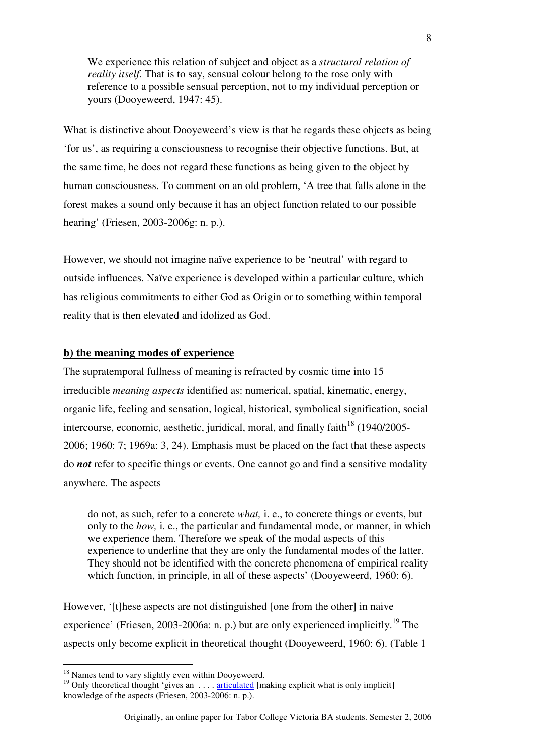> We experience this relation of subject and object as a *structural relation of reality itself*. That is to say, sensual colour belong to the rose only with reference to a possible sensual perception, not to my individual perception or yours (Dooyeweerd, 1947: 45).

What is distinctive about Dooyeweerd's view is that he regards these objects as being 'for us', as requiring a consciousness to recognise their objective functions. But, at the same time, he does not regard these functions as being given to the object by human consciousness. To comment on an old problem, 'A tree that falls alone in the forest makes a sound only because it has an object function related to our possible hearing' (Friesen, 2003-2006g: n. p.).

However, we should not imagine naïve experience to be 'neutral' with regard to outside influences. Naïve experience is developed within a particular culture, which has religious commitments to either God as Origin or to something within temporal reality that is then elevated and idolized as God.

**b) the meaning modes of experience**

The supratemporal fullness of meaning is refracted by cosmic time into 15 irreducible *meaning aspects* identified as: numerical, spatial, kinematic, energy, organic life, feeling and sensation, logical, historical, symbolical signification, social intercourse, economic, aesthetic, juridical, moral, and finally faith[18] (1940/2005-2006; 1960: 7; 1969a: 3, 24). Emphasis must be placed on the fact that these aspects do ***not*** refer to specific things or events. One cannot go and find a sensitive modality anywhere. The aspects

> do not, as such, refer to a concrete *what,* i. e., to concrete things or events, but only to the *how,* i. e., the particular and fundamental mode, or manner, in which we experience them. Therefore we speak of the modal aspects of this experience to underline that they are only the fundamental modes of the latter. They should not be identified with the concrete phenomena of empirical reality which function, in principle, in all of these aspects' (Dooyeweerd, 1960: 6).

However, '[t]hese aspects are not distinguished [one from the other] in naive experience' (Friesen, 2003-2006a: n. p.) but are only experienced implicitly.[19] The aspects only become explicit in theoretical thought (Dooyeweerd, 1960: 6). (Table 1

---

[18] Names tend to vary slightly even within Dooyeweerd.

[19] Only theoretical thought 'gives an . . . . articulated [making explicit what is only implicit] knowledge of the aspects (Friesen, 2003-2006: n. p.).

Originally, an online paper for Tabor College Victoria BA students. Semester 2, 2006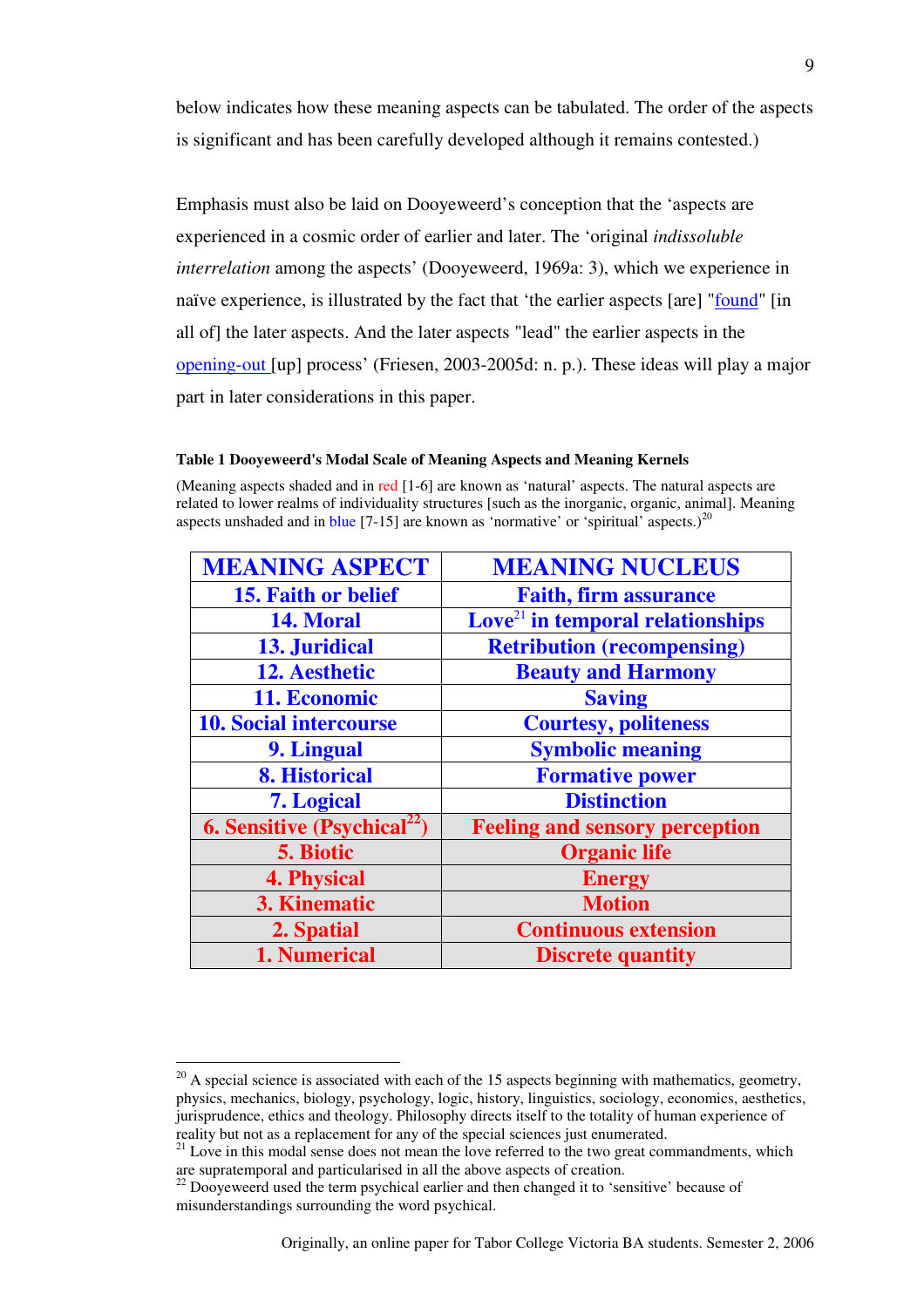below indicates how these meaning aspects can be tabulated. The order of the aspects is significant and has been carefully developed although it remains contested.)

Emphasis must also be laid on Dooyeweerd's conception that the 'aspects are experienced in a cosmic order of earlier and later. The 'original *indissoluble interrelation* among the aspects' (Dooyeweerd, 1969a: 3), which we experience in naïve experience, is illustrated by the fact that 'the earlier aspects [are] "found" [in all of] the later aspects. And the later aspects "lead" the earlier aspects in the opening-out [up] process' (Friesen, 2003-2005d: n. p.). These ideas will play a major part in later considerations in this paper.

**Table 1 Dooyeweerd's Modal Scale of Meaning Aspects and Meaning Kernels**

(Meaning aspects shaded and in red [1-6] are known as 'natural' aspects. The natural aspects are related to lower realms of individuality structures [such as the inorganic, organic, animal]. Meaning aspects unshaded and in blue [7-15] are known as 'normative' or 'spiritual' aspects.)[20]

| MEANING ASPECT | MEANING NUCLEUS |
|---|---|
| 15. Faith or belief | Faith, firm assurance |
| 14. Moral | Love[21] in temporal relationships |
| 13. Juridical | Retribution (recompensing) |
| 12. Aesthetic | Beauty and Harmony |
| 11. Economic | Saving |
| 10. Social intercourse | Courtesy, politeness |
| 9. Lingual | Symbolic meaning |
| 8. Historical | Formative power |
| 7. Logical | Distinction |
| 6. Sensitive (Psychical[22]) | Feeling and sensory perception |
| 5. Biotic | Organic life |
| 4. Physical | Energy |
| 3. Kinematic | Motion |
| 2. Spatial | Continuous extension |
| 1. Numerical | Discrete quantity |

[20] A special science is associated with each of the 15 aspects beginning with mathematics, geometry, physics, mechanics, biology, psychology, logic, history, linguistics, sociology, economics, aesthetics, jurisprudence, ethics and theology. Philosophy directs itself to the totality of human experience of reality but not as a replacement for any of the special sciences just enumerated.

[21] Love in this modal sense does not mean the love referred to the two great commandments, which are supratemporal and particularised in all the above aspects of creation.

[22] Dooyeweerd used the term psychical earlier and then changed it to 'sensitive' because of misunderstandings surrounding the word psychical.

Originally, an online paper for Tabor College Victoria BA students. Semester 2, 2006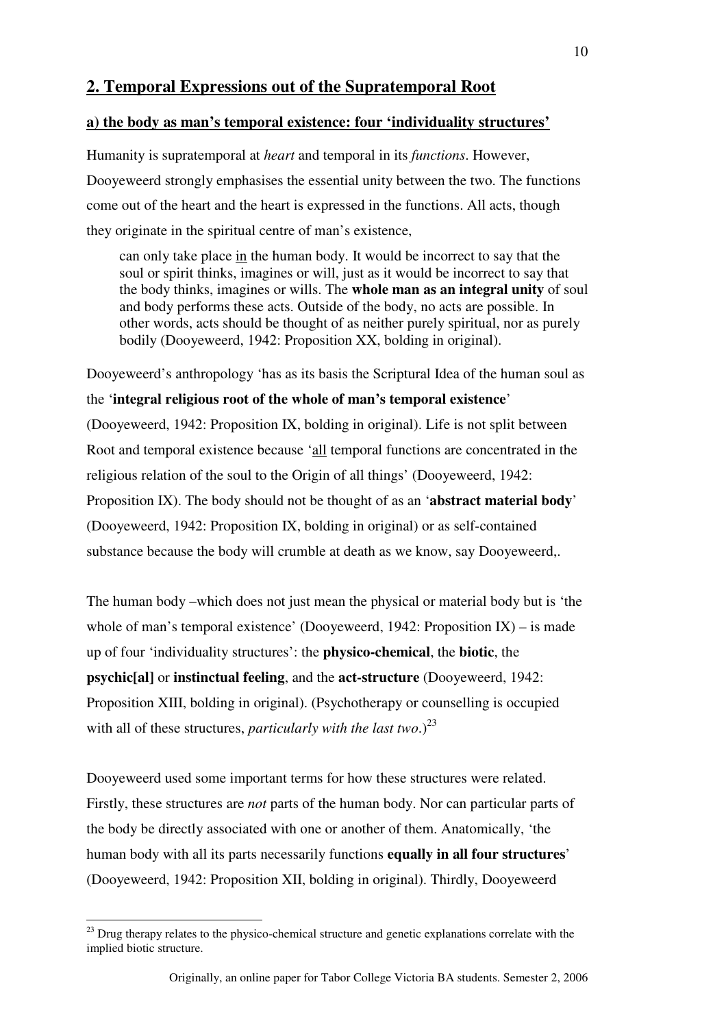## 2. Temporal Expressions out of the Supratemporal Root

### a) the body as man's temporal existence: four 'individuality structures'

Humanity is supratemporal at *heart* and temporal in its *functions*. However, Dooyeweerd strongly emphasises the essential unity between the two. The functions come out of the heart and the heart is expressed in the functions. All acts, though they originate in the spiritual centre of man's existence,

> can only take place <u>in</u> the human body. It would be incorrect to say that the soul or spirit thinks, imagines or will, just as it would be incorrect to say that the body thinks, imagines or wills. The **whole man as an integral unity** of soul and body performs these acts. Outside of the body, no acts are possible. In other words, acts should be thought of as neither purely spiritual, nor as purely bodily (Dooyeweerd, 1942: Proposition XX, bolding in original).

Dooyeweerd's anthropology 'has as its basis the Scriptural Idea of the human soul as the '**integral religious root of the whole of man's temporal existence**' (Dooyeweerd, 1942: Proposition IX, bolding in original). Life is not split between Root and temporal existence because '<u>all</u> temporal functions are concentrated in the religious relation of the soul to the Origin of all things' (Dooyeweerd, 1942: Proposition IX). The body should not be thought of as an '**abstract material body**' (Dooyeweerd, 1942: Proposition IX, bolding in original) or as self-contained substance because the body will crumble at death as we know, say Dooyeweerd,.

The human body –which does not just mean the physical or material body but is 'the whole of man's temporal existence' (Dooyeweerd, 1942: Proposition IX) – is made up of four 'individuality structures': the **physico-chemical**, the **biotic**, the **psychic[al]** or **instinctual feeling**, and the **act-structure** (Dooyeweerd, 1942: Proposition XIII, bolding in original). (Psychotherapy or counselling is occupied with all of these structures, *particularly with the last two*.)[23]

Dooyeweerd used some important terms for how these structures were related. Firstly, these structures are *not* parts of the human body. Nor can particular parts of the body be directly associated with one or another of them. Anatomically, 'the human body with all its parts necessarily functions **equally in all four structures**' (Dooyeweerd, 1942: Proposition XII, bolding in original). Thirdly, Dooyeweerd

[23] Drug therapy relates to the physico-chemical structure and genetic explanations correlate with the implied biotic structure.

Originally, an online paper for Tabor College Victoria BA students. Semester 2, 2006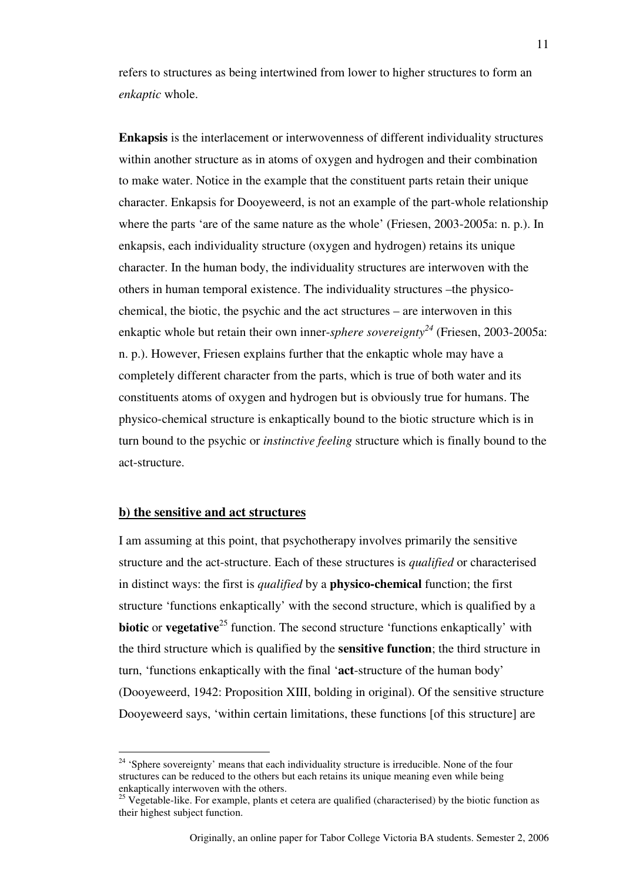refers to structures as being intertwined from lower to higher structures to form an *enkaptic* whole.

**Enkapsis** is the interlacement or interwovenness of different individuality structures within another structure as in atoms of oxygen and hydrogen and their combination to make water. Notice in the example that the constituent parts retain their unique character. Enkapsis for Dooyeweerd, is not an example of the part-whole relationship where the parts 'are of the same nature as the whole' (Friesen, 2003-2005a: n. p.). In enkapsis, each individuality structure (oxygen and hydrogen) retains its unique character. In the human body, the individuality structures are interwoven with the others in human temporal existence. The individuality structures –the physico-chemical, the biotic, the psychic and the act structures – are interwoven in this enkaptic whole but retain their own inner-*sphere sovereignty*[24] (Friesen, 2003-2005a: n. p.). However, Friesen explains further that the enkaptic whole may have a completely different character from the parts, which is true of both water and its constituents atoms of oxygen and hydrogen but is obviously true for humans. The physico-chemical structure is enkaptically bound to the biotic structure which is in turn bound to the psychic or *instinctive feeling* structure which is finally bound to the act-structure.

**b) the sensitive and act structures**

I am assuming at this point, that psychotherapy involves primarily the sensitive structure and the act-structure. Each of these structures is *qualified* or characterised in distinct ways: the first is *qualified* by a **physico-chemical** function; the first structure 'functions enkaptically' with the second structure, which is qualified by a **biotic** or **vegetative**[25] function. The second structure 'functions enkaptically' with the third structure which is qualified by the **sensitive function**; the third structure in turn, 'functions enkaptically with the final '**act**-structure of the human body' (Dooyeweerd, 1942: Proposition XIII, bolding in original). Of the sensitive structure Dooyeweerd says, 'within certain limitations, these functions [of this structure] are

[24] 'Sphere sovereignty' means that each individuality structure is irreducible. None of the four structures can be reduced to the others but each retains its unique meaning even while being enkaptically interwoven with the others.

[25] Vegetable-like. For example, plants et cetera are qualified (characterised) by the biotic function as their highest subject function.

Originally, an online paper for Tabor College Victoria BA students. Semester 2, 2006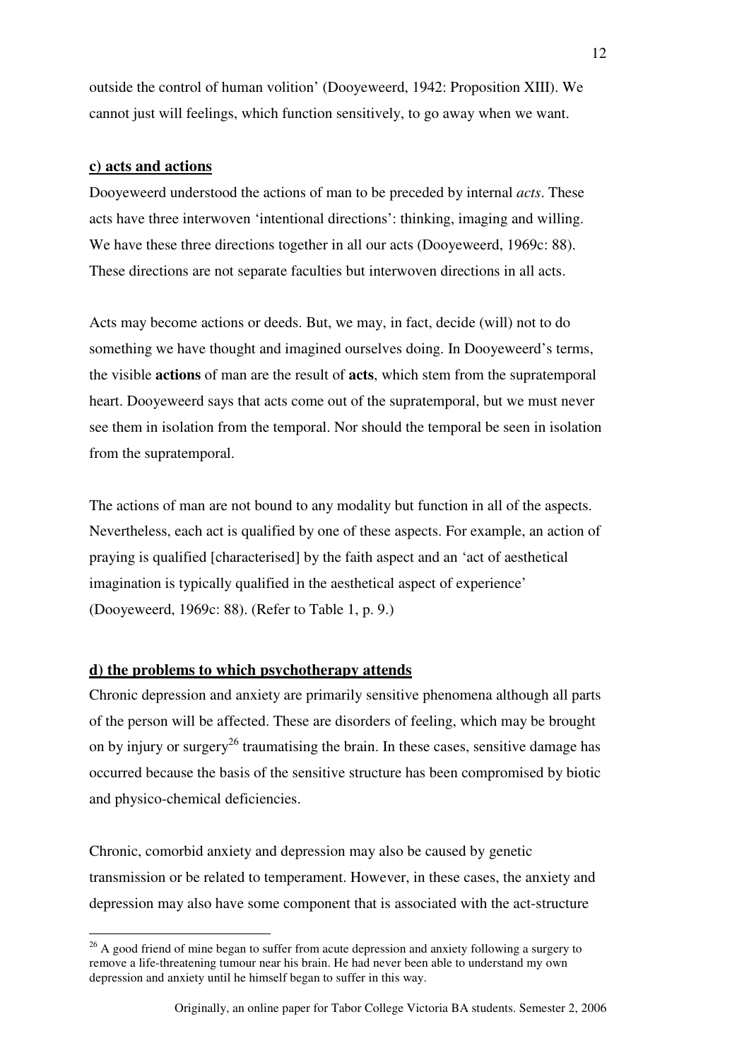outside the control of human volition' (Dooyeweerd, 1942: Proposition XIII). We cannot just will feelings, which function sensitively, to go away when we want.

**c) acts and actions**

Dooyeweerd understood the actions of man to be preceded by internal *acts*. These acts have three interwoven 'intentional directions': thinking, imaging and willing. We have these three directions together in all our acts (Dooyeweerd, 1969c: 88). These directions are not separate faculties but interwoven directions in all acts.

Acts may become actions or deeds. But, we may, in fact, decide (will) not to do something we have thought and imagined ourselves doing. In Dooyeweerd's terms, the visible **actions** of man are the result of **acts**, which stem from the supratemporal heart. Dooyeweerd says that acts come out of the supratemporal, but we must never see them in isolation from the temporal. Nor should the temporal be seen in isolation from the supratemporal.

The actions of man are not bound to any modality but function in all of the aspects. Nevertheless, each act is qualified by one of these aspects. For example, an action of praying is qualified [characterised] by the faith aspect and an 'act of aesthetical imagination is typically qualified in the aesthetical aspect of experience' (Dooyeweerd, 1969c: 88). (Refer to Table 1, p. 9.)

**d) the problems to which psychotherapy attends**

Chronic depression and anxiety are primarily sensitive phenomena although all parts of the person will be affected. These are disorders of feeling, which may be brought on by injury or surgery[26] traumatising the brain. In these cases, sensitive damage has occurred because the basis of the sensitive structure has been compromised by biotic and physico-chemical deficiencies.

Chronic, comorbid anxiety and depression may also be caused by genetic transmission or be related to temperament. However, in these cases, the anxiety and depression may also have some component that is associated with the act-structure

---

[26] A good friend of mine began to suffer from acute depression and anxiety following a surgery to remove a life-threatening tumour near his brain. He had never been able to understand my own depression and anxiety until he himself began to suffer in this way.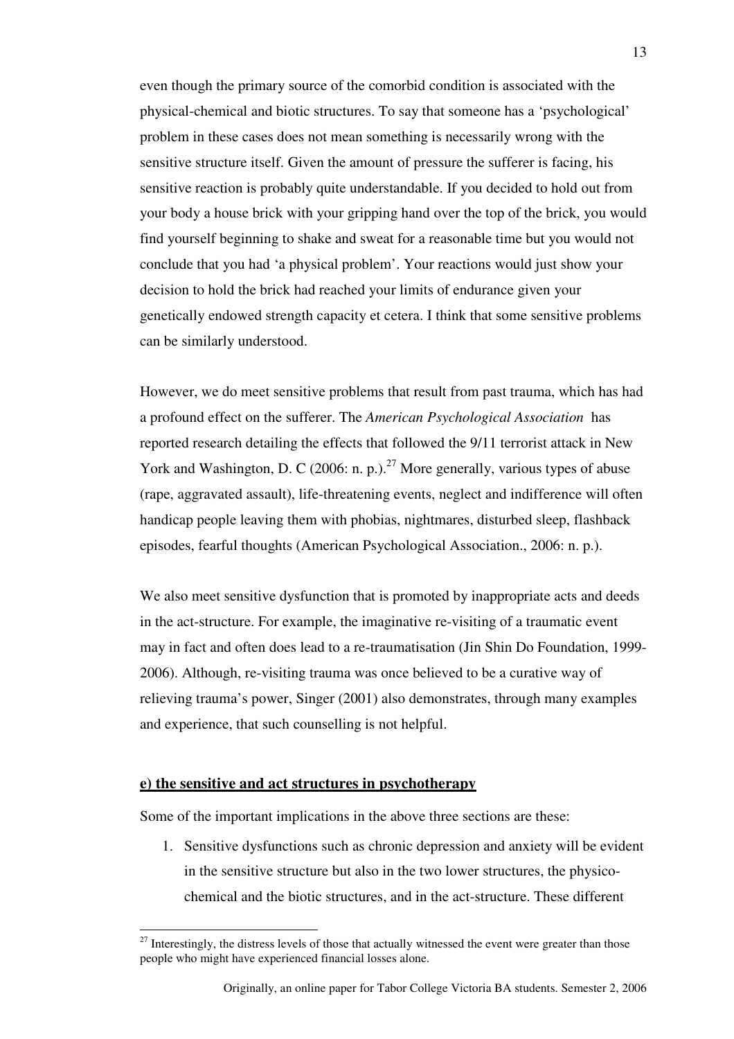even though the primary source of the comorbid condition is associated with the physical-chemical and biotic structures. To say that someone has a 'psychological' problem in these cases does not mean something is necessarily wrong with the sensitive structure itself. Given the amount of pressure the sufferer is facing, his sensitive reaction is probably quite understandable. If you decided to hold out from your body a house brick with your gripping hand over the top of the brick, you would find yourself beginning to shake and sweat for a reasonable time but you would not conclude that you had 'a physical problem'. Your reactions would just show your decision to hold the brick had reached your limits of endurance given your genetically endowed strength capacity et cetera. I think that some sensitive problems can be similarly understood.

However, we do meet sensitive problems that result from past trauma, which has had a profound effect on the sufferer. The *American Psychological Association* has reported research detailing the effects that followed the 9/11 terrorist attack in New York and Washington, D. C (2006: n. p.).[27] More generally, various types of abuse (rape, aggravated assault), life-threatening events, neglect and indifference will often handicap people leaving them with phobias, nightmares, disturbed sleep, flashback episodes, fearful thoughts (American Psychological Association., 2006: n. p.).

We also meet sensitive dysfunction that is promoted by inappropriate acts and deeds in the act-structure. For example, the imaginative re-visiting of a traumatic event may in fact and often does lead to a re-traumatisation (Jin Shin Do Foundation, 1999-2006). Although, re-visiting trauma was once believed to be a curative way of relieving trauma's power, Singer (2001) also demonstrates, through many examples and experience, that such counselling is not helpful.

**e) the sensitive and act structures in psychotherapy**

Some of the important implications in the above three sections are these:

1. Sensitive dysfunctions such as chronic depression and anxiety will be evident in the sensitive structure but also in the two lower structures, the physico-chemical and the biotic structures, and in the act-structure. These different

[27] Interestingly, the distress levels of those that actually witnessed the event were greater than those people who might have experienced financial losses alone.

Originally, an online paper for Tabor College Victoria BA students. Semester 2, 2006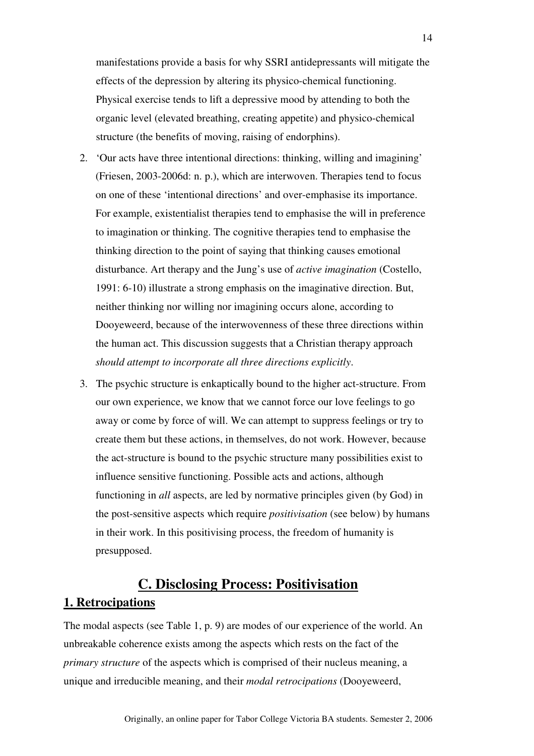manifestations provide a basis for why SSRI antidepressants will mitigate the effects of the depression by altering its physico-chemical functioning. Physical exercise tends to lift a depressive mood by attending to both the organic level (elevated breathing, creating appetite) and physico-chemical structure (the benefits of moving, raising of endorphins).

2. 'Our acts have three intentional directions: thinking, willing and imagining' (Friesen, 2003-2006d: n. p.), which are interwoven. Therapies tend to focus on one of these 'intentional directions' and over-emphasise its importance. For example, existentialist therapies tend to emphasise the will in preference to imagination or thinking. The cognitive therapies tend to emphasise the thinking direction to the point of saying that thinking causes emotional disturbance. Art therapy and the Jung's use of *active imagination* (Costello, 1991: 6-10) illustrate a strong emphasis on the imaginative direction. But, neither thinking nor willing nor imagining occurs alone, according to Dooyeweerd, because of the interwovenness of these three directions within the human act. This discussion suggests that a Christian therapy approach *should attempt to incorporate all three directions explicitly*.

3. The psychic structure is enkaptically bound to the higher act-structure. From our own experience, we know that we cannot force our love feelings to go away or come by force of will. We can attempt to suppress feelings or try to create them but these actions, in themselves, do not work. However, because the act-structure is bound to the psychic structure many possibilities exist to influence sensitive functioning. Possible acts and actions, although functioning in *all* aspects, are led by normative principles given (by God) in the post-sensitive aspects which require *positivisation* (see below) by humans in their work. In this positivising process, the freedom of humanity is presupposed.

## C. Disclosing Process: Positivisation

### 1. Retrocipations

The modal aspects (see Table 1, p. 9) are modes of our experience of the world. An unbreakable coherence exists among the aspects which rests on the fact of the *primary structure* of the aspects which is comprised of their nucleus meaning, a unique and irreducible meaning, and their *modal retrocipations* (Dooyeweerd,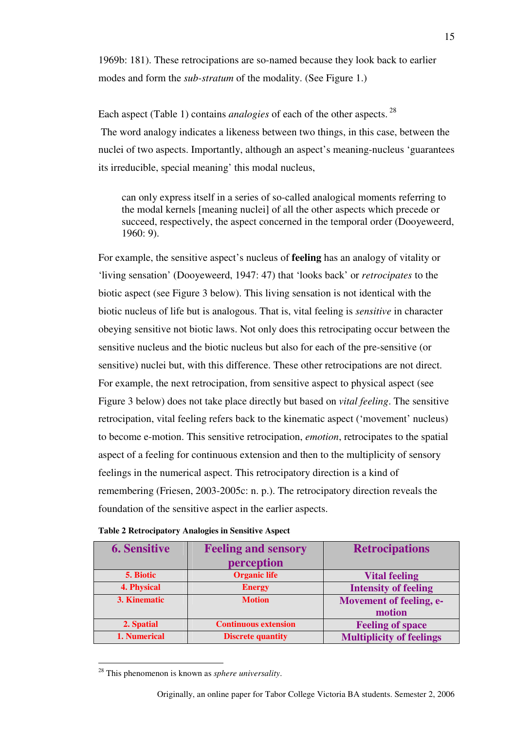1969b: 181). These retrocipations are so-named because they look back to earlier modes and form the *sub-stratum* of the modality. (See Figure 1.)

Each aspect (Table 1) contains *analogies* of each of the other aspects. [28]

The word analogy indicates a likeness between two things, in this case, between the nuclei of two aspects. Importantly, although an aspect's meaning-nucleus 'guarantees its irreducible, special meaning' this modal nucleus,

> can only express itself in a series of so-called analogical moments referring to the modal kernels [meaning nuclei] of all the other aspects which precede or succeed, respectively, the aspect concerned in the temporal order (Dooyeweerd, 1960: 9).

For example, the sensitive aspect's nucleus of **feeling** has an analogy of vitality or 'living sensation' (Dooyeweerd, 1947: 47) that 'looks back' or *retrocipates* to the biotic aspect (see Figure 3 below). This living sensation is not identical with the biotic nucleus of life but is analogous. That is, vital feeling is *sensitive* in character obeying sensitive not biotic laws. Not only does this retrocipating occur between the sensitive nucleus and the biotic nucleus but also for each of the pre-sensitive (or sensitive) nuclei but, with this difference. These other retrocipations are not direct. For example, the next retrocipation, from sensitive aspect to physical aspect (see Figure 3 below) does not take place directly but based on *vital feeling*. The sensitive retrocipation, vital feeling refers back to the kinematic aspect ('movement' nucleus) to become e-motion. This sensitive retrocipation, *emotion*, retrocipates to the spatial aspect of a feeling for continuous extension and then to the multiplicity of sensory feelings in the numerical aspect. This retrocipatory direction is a kind of remembering (Friesen, 2003-2005c: n. p.). The retrocipatory direction reveals the foundation of the sensitive aspect in the earlier aspects.

**Table 2 Retrocipatory Analogies in Sensitive Aspect**

| 6. Sensitive | Feeling and sensory perception | Retrocipations |
|---|---|---|
| 5. Biotic | Organic life | Vital feeling |
| 4. Physical | Energy | Intensity of feeling |
| 3. Kinematic | Motion | Movement of feeling, e-motion |
| 2. Spatial | Continuous extension | Feeling of space |
| 1. Numerical | Discrete quantity | Multiplicity of feelings |

[28] This phenomenon is known as *sphere universality*.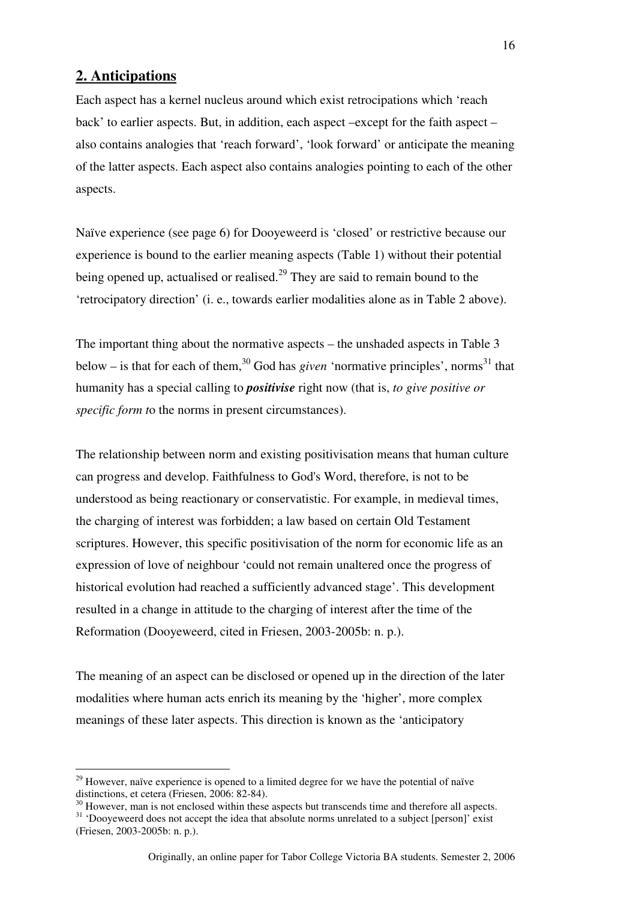## 2. Anticipations

Each aspect has a kernel nucleus around which exist retrocipations which 'reach back' to earlier aspects. But, in addition, each aspect –except for the faith aspect – also contains analogies that 'reach forward', 'look forward' or anticipate the meaning of the latter aspects. Each aspect also contains analogies pointing to each of the other aspects.

Naïve experience (see page 6) for Dooyeweerd is 'closed' or restrictive because our experience is bound to the earlier meaning aspects (Table 1) without their potential being opened up, actualised or realised.[29] They are said to remain bound to the 'retrocipatory direction' (i. e., towards earlier modalities alone as in Table 2 above).

The important thing about the normative aspects – the unshaded aspects in Table 3 below – is that for each of them,[30] God has *given* 'normative principles', norms[31] that humanity has a special calling to ***positivise*** right now (that is, *to give positive or specific form t*o the norms in present circumstances).

The relationship between norm and existing positivisation means that human culture can progress and develop. Faithfulness to God's Word, therefore, is not to be understood as being reactionary or conservatistic. For example, in medieval times, the charging of interest was forbidden; a law based on certain Old Testament scriptures. However, this specific positivisation of the norm for economic life as an expression of love of neighbour 'could not remain unaltered once the progress of historical evolution had reached a sufficiently advanced stage'. This development resulted in a change in attitude to the charging of interest after the time of the Reformation (Dooyeweerd, cited in Friesen, 2003-2005b: n. p.).

The meaning of an aspect can be disclosed or opened up in the direction of the later modalities where human acts enrich its meaning by the 'higher', more complex meanings of these later aspects. This direction is known as the 'anticipatory

---

[29] However, naïve experience is opened to a limited degree for we have the potential of naïve distinctions, et cetera (Friesen, 2006: 82-84).

[30] However, man is not enclosed within these aspects but transcends time and therefore all aspects.

[31] 'Dooyeweerd does not accept the idea that absolute norms unrelated to a subject [person]' exist (Friesen, 2003-2005b: n. p.).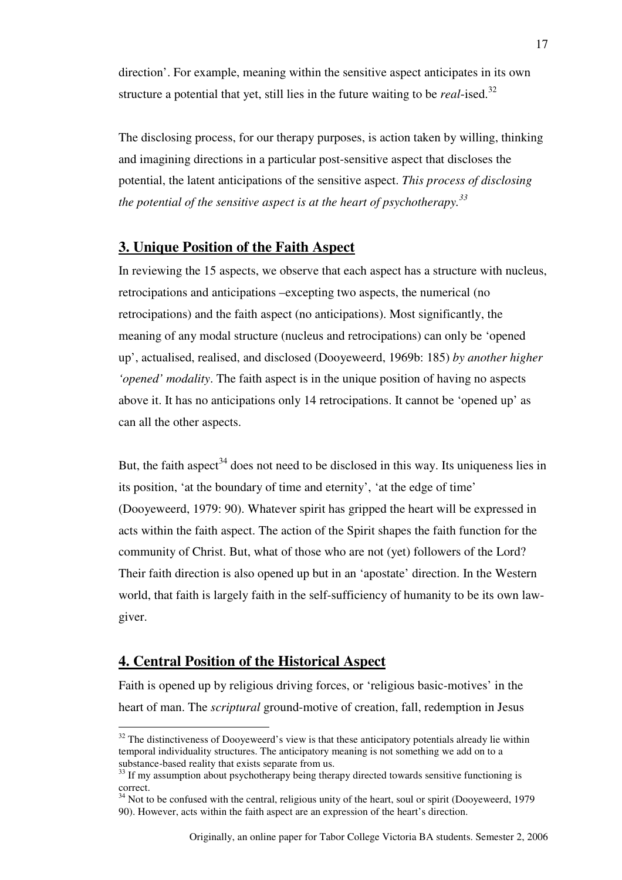direction'. For example, meaning within the sensitive aspect anticipates in its own structure a potential that yet, still lies in the future waiting to be *real*-ised.[32]

The disclosing process, for our therapy purposes, is action taken by willing, thinking and imagining directions in a particular post-sensitive aspect that discloses the potential, the latent anticipations of the sensitive aspect. *This process of disclosing the potential of the sensitive aspect is at the heart of psychotherapy.[33]*

## 3. Unique Position of the Faith Aspect

In reviewing the 15 aspects, we observe that each aspect has a structure with nucleus, retrocipations and anticipations –excepting two aspects, the numerical (no retrocipations) and the faith aspect (no anticipations). Most significantly, the meaning of any modal structure (nucleus and retrocipations) can only be 'opened up', actualised, realised, and disclosed (Dooyeweerd, 1969b: 185) *by another higher 'opened' modality*. The faith aspect is in the unique position of having no aspects above it. It has no anticipations only 14 retrocipations. It cannot be 'opened up' as can all the other aspects.

But, the faith aspect[34] does not need to be disclosed in this way. Its uniqueness lies in its position, 'at the boundary of time and eternity', 'at the edge of time' (Dooyeweerd, 1979: 90). Whatever spirit has gripped the heart will be expressed in acts within the faith aspect. The action of the Spirit shapes the faith function for the community of Christ. But, what of those who are not (yet) followers of the Lord? Their faith direction is also opened up but in an 'apostate' direction. In the Western world, that faith is largely faith in the self-sufficiency of humanity to be its own law-giver.

## 4. Central Position of the Historical Aspect

Faith is opened up by religious driving forces, or 'religious basic-motives' in the heart of man. The *scriptural* ground-motive of creation, fall, redemption in Jesus

---

[32] The distinctiveness of Dooyeweerd's view is that these anticipatory potentials already lie within temporal individuality structures. The anticipatory meaning is not something we add on to a substance-based reality that exists separate from us.

[33] If my assumption about psychotherapy being therapy directed towards sensitive functioning is correct.

[34] Not to be confused with the central, religious unity of the heart, soul or spirit (Dooyeweerd, 1979 90). However, acts within the faith aspect are an expression of the heart's direction.

Originally, an online paper for Tabor College Victoria BA students. Semester 2, 2006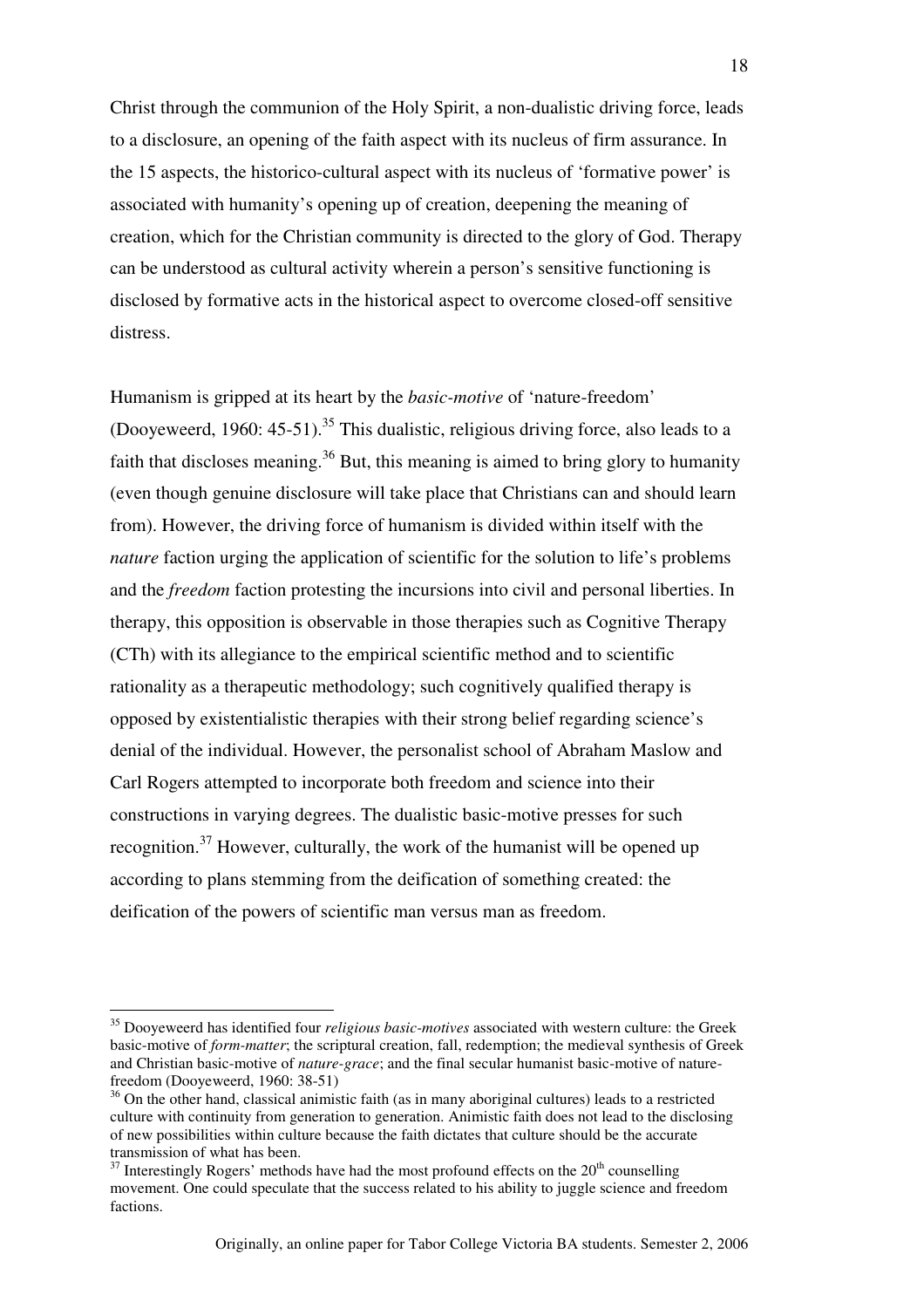Christ through the communion of the Holy Spirit, a non-dualistic driving force, leads to a disclosure, an opening of the faith aspect with its nucleus of firm assurance. In the 15 aspects, the historico-cultural aspect with its nucleus of 'formative power' is associated with humanity's opening up of creation, deepening the meaning of creation, which for the Christian community is directed to the glory of God. Therapy can be understood as cultural activity wherein a person's sensitive functioning is disclosed by formative acts in the historical aspect to overcome closed-off sensitive distress.

Humanism is gripped at its heart by the *basic-motive* of 'nature-freedom' (Dooyeweerd, 1960: 45-51).[35] This dualistic, religious driving force, also leads to a faith that discloses meaning.[36] But, this meaning is aimed to bring glory to humanity (even though genuine disclosure will take place that Christians can and should learn from). However, the driving force of humanism is divided within itself with the *nature* faction urging the application of scientific for the solution to life's problems and the *freedom* faction protesting the incursions into civil and personal liberties. In therapy, this opposition is observable in those therapies such as Cognitive Therapy (CTh) with its allegiance to the empirical scientific method and to scientific rationality as a therapeutic methodology; such cognitively qualified therapy is opposed by existentialistic therapies with their strong belief regarding science's denial of the individual. However, the personalist school of Abraham Maslow and Carl Rogers attempted to incorporate both freedom and science into their constructions in varying degrees. The dualistic basic-motive presses for such recognition.[37] However, culturally, the work of the humanist will be opened up according to plans stemming from the deification of something created: the deification of the powers of scientific man versus man as freedom.

---

[35] Dooyeweerd has identified four *religious basic-motives* associated with western culture: the Greek basic-motive of *form-matter*; the scriptural creation, fall, redemption; the medieval synthesis of Greek and Christian basic-motive of *nature-grace*; and the final secular humanist basic-motive of nature-freedom (Dooyeweerd, 1960: 38-51)

[36] On the other hand, classical animistic faith (as in many aboriginal cultures) leads to a restricted culture with continuity from generation to generation. Animistic faith does not lead to the disclosing of new possibilities within culture because the faith dictates that culture should be the accurate transmission of what has been.

[37] Interestingly Rogers' methods have had the most profound effects on the 20th counselling movement. One could speculate that the success related to his ability to juggle science and freedom factions.

Originally, an online paper for Tabor College Victoria BA students. Semester 2, 2006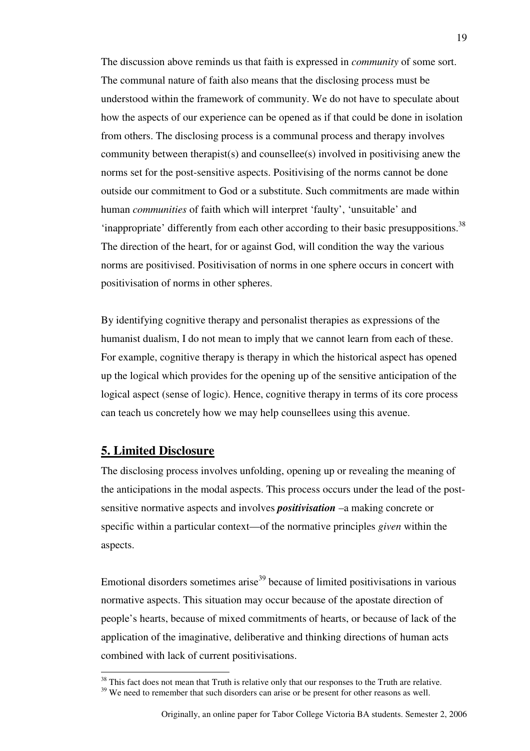The discussion above reminds us that faith is expressed in *community* of some sort. The communal nature of faith also means that the disclosing process must be understood within the framework of community. We do not have to speculate about how the aspects of our experience can be opened as if that could be done in isolation from others. The disclosing process is a communal process and therapy involves community between therapist(s) and counsellee(s) involved in positivising anew the norms set for the post-sensitive aspects. Positivising of the norms cannot be done outside our commitment to God or a substitute. Such commitments are made within human *communities* of faith which will interpret 'faulty', 'unsuitable' and 'inappropriate' differently from each other according to their basic presuppositions.[38] The direction of the heart, for or against God, will condition the way the various norms are positivised. Positivisation of norms in one sphere occurs in concert with positivisation of norms in other spheres.

By identifying cognitive therapy and personalist therapies as expressions of the humanist dualism, I do not mean to imply that we cannot learn from each of these. For example, cognitive therapy is therapy in which the historical aspect has opened up the logical which provides for the opening up of the sensitive anticipation of the logical aspect (sense of logic). Hence, cognitive therapy in terms of its core process can teach us concretely how we may help counsellees using this avenue.

## 5. Limited Disclosure

The disclosing process involves unfolding, opening up or revealing the meaning of the anticipations in the modal aspects. This process occurs under the lead of the post-sensitive normative aspects and involves ***positivisation*** –a making concrete or specific within a particular context—of the normative principles *given* within the aspects.

Emotional disorders sometimes arise[39] because of limited positivisations in various normative aspects. This situation may occur because of the apostate direction of people's hearts, because of mixed commitments of hearts, or because of lack of the application of the imaginative, deliberative and thinking directions of human acts combined with lack of current positivisations.

---

[38] This fact does not mean that Truth is relative only that our responses to the Truth are relative.

[39] We need to remember that such disorders can arise or be present for other reasons as well.

Originally, an online paper for Tabor College Victoria BA students. Semester 2, 2006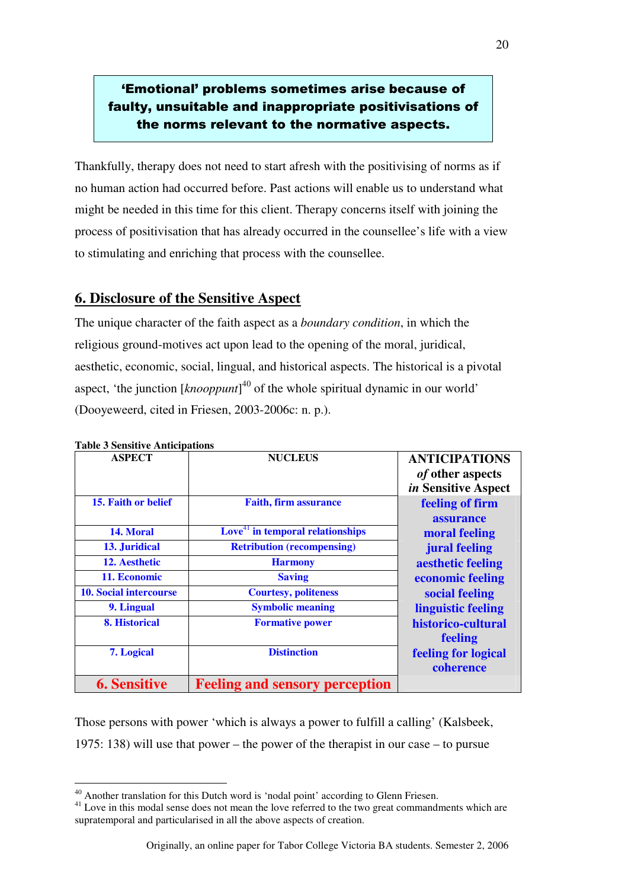**‘Emotional’ problems sometimes arise because of faulty, unsuitable and inappropriate positivisations of the norms relevant to the normative aspects.**

Thankfully, therapy does not need to start afresh with the positivising of norms as if no human action had occurred before. Past actions will enable us to understand what might be needed in this time for this client. Therapy concerns itself with joining the process of positivisation that has already occurred in the counsellee’s life with a view to stimulating and enriching that process with the counsellee.

## 6. Disclosure of the Sensitive Aspect

The unique character of the faith aspect as a *boundary condition*, in which the religious ground-motives act upon lead to the opening of the moral, juridical, aesthetic, economic, social, lingual, and historical aspects. The historical is a pivotal aspect, ‘the junction [*knooppunt*][40] of the whole spiritual dynamic in our world’ (Dooyeweerd, cited in Friesen, 2003-2006c: n. p.).

**Table 3 Sensitive Anticipations**

| ASPECT | NUCLEUS | ANTICIPATIONS *of* other aspects *in* Sensitive Aspect |
|---|---|---|
| **15. Faith or belief** | **Faith, firm assurance** | **feeling of firm assurance** |
| **14. Moral** | **Love[41] in temporal relationships** | **moral feeling** |
| **13. Juridical** | **Retribution (recompensing)** | **jural feeling** |
| **12. Aesthetic** | **Harmony** | **aesthetic feeling** |
| **11. Economic** | **Saving** | **economic feeling** |
| **10. Social intercourse** | **Courtesy, politeness** | **social feeling** |
| **9. Lingual** | **Symbolic meaning** | **linguistic feeling** |
| **8. Historical** | **Formative power** | **historico-cultural feeling** |
| **7. Logical** | **Distinction** | **feeling for logical coherence** |
| **6. Sensitive** | **Feeling and sensory perception** | |

Those persons with power ‘which is always a power to fulfill a calling’ (Kalsbeek, 1975: 138) will use that power – the power of the therapist in our case – to pursue

[40] Another translation for this Dutch word is ‘nodal point’ according to Glenn Friesen.

[41] Love in this modal sense does not mean the love referred to the two great commandments which are supratemporal and particularised in all the above aspects of creation.

Originally, an online paper for Tabor College Victoria BA students. Semester 2, 2006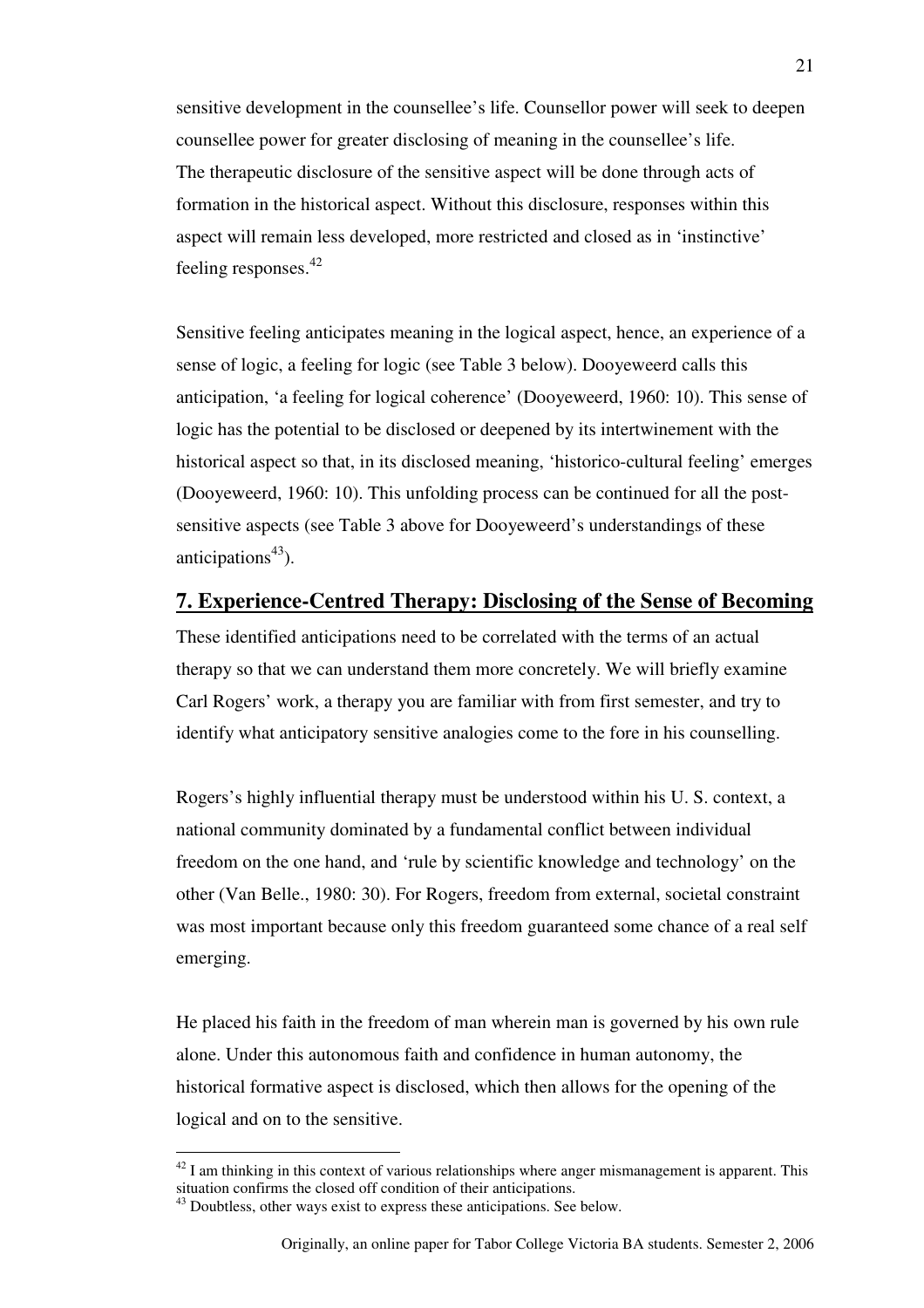sensitive development in the counsellee's life. Counsellor power will seek to deepen counsellee power for greater disclosing of meaning in the counsellee's life.
The therapeutic disclosure of the sensitive aspect will be done through acts of formation in the historical aspect. Without this disclosure, responses within this aspect will remain less developed, more restricted and closed as in 'instinctive' feeling responses.[42]

Sensitive feeling anticipates meaning in the logical aspect, hence, an experience of a sense of logic, a feeling for logic (see Table 3 below). Dooyeweerd calls this anticipation, 'a feeling for logical coherence' (Dooyeweerd, 1960: 10). This sense of logic has the potential to be disclosed or deepened by its intertwinement with the historical aspect so that, in its disclosed meaning, 'historico-cultural feeling' emerges (Dooyeweerd, 1960: 10). This unfolding process can be continued for all the post-sensitive aspects (see Table 3 above for Dooyeweerd's understandings of these anticipations[43]).

## 7. Experience-Centred Therapy: Disclosing of the Sense of Becoming

These identified anticipations need to be correlated with the terms of an actual therapy so that we can understand them more concretely. We will briefly examine Carl Rogers' work, a therapy you are familiar with from first semester, and try to identify what anticipatory sensitive analogies come to the fore in his counselling.

Rogers's highly influential therapy must be understood within his U. S. context, a national community dominated by a fundamental conflict between individual freedom on the one hand, and 'rule by scientific knowledge and technology' on the other (Van Belle., 1980: 30). For Rogers, freedom from external, societal constraint was most important because only this freedom guaranteed some chance of a real self emerging.

He placed his faith in the freedom of man wherein man is governed by his own rule alone. Under this autonomous faith and confidence in human autonomy, the historical formative aspect is disclosed, which then allows for the opening of the logical and on to the sensitive.

[42] I am thinking in this context of various relationships where anger mismanagement is apparent. This situation confirms the closed off condition of their anticipations.

[43] Doubtless, other ways exist to express these anticipations. See below.

Originally, an online paper for Tabor College Victoria BA students. Semester 2, 2006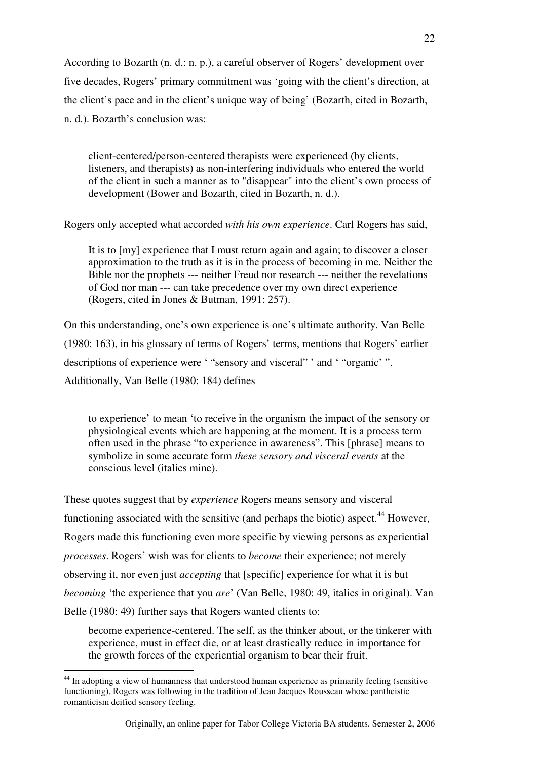According to Bozarth (n. d.: n. p.), a careful observer of Rogers' development over five decades, Rogers' primary commitment was 'going with the client's direction, at the client's pace and in the client's unique way of being' (Bozarth, cited in Bozarth, n. d.). Bozarth's conclusion was:

> client-centered/person-centered therapists were experienced (by clients, listeners, and therapists) as non-interfering individuals who entered the world of the client in such a manner as to "disappear" into the client's own process of development (Bower and Bozarth, cited in Bozarth, n. d.).

Rogers only accepted what accorded *with his own experience*. Carl Rogers has said,

> It is to [my] experience that I must return again and again; to discover a closer approximation to the truth as it is in the process of becoming in me. Neither the Bible nor the prophets --- neither Freud nor research --- neither the revelations of God nor man --- can take precedence over my own direct experience (Rogers, cited in Jones & Butman, 1991: 257).

On this understanding, one's own experience is one's ultimate authority. Van Belle (1980: 163), in his glossary of terms of Rogers' terms, mentions that Rogers' earlier descriptions of experience were ' "sensory and visceral" ' and ' "organic' ". Additionally, Van Belle (1980: 184) defines

> to experience' to mean 'to receive in the organism the impact of the sensory or physiological events which are happening at the moment. It is a process term often used in the phrase "to experience in awareness". This [phrase] means to symbolize in some accurate form *these sensory and visceral events* at the conscious level (italics mine).

These quotes suggest that by *experience* Rogers means sensory and visceral functioning associated with the sensitive (and perhaps the biotic) aspect.[44] However, Rogers made this functioning even more specific by viewing persons as experiential *processes*. Rogers' wish was for clients to *become* their experience; not merely observing it, nor even just *accepting* that [specific] experience for what it is but *becoming* 'the experience that you *are*' (Van Belle, 1980: 49, italics in original). Van Belle (1980: 49) further says that Rogers wanted clients to:

> become experience-centered. The self, as the thinker about, or the tinkerer with experience, must in effect die, or at least drastically reduce in importance for the growth forces of the experiential organism to bear their fruit.

[44] In adopting a view of humanness that understood human experience as primarily feeling (sensitive functioning), Rogers was following in the tradition of Jean Jacques Rousseau whose pantheistic romanticism deified sensory feeling.

Originally, an online paper for Tabor College Victoria BA students. Semester 2, 2006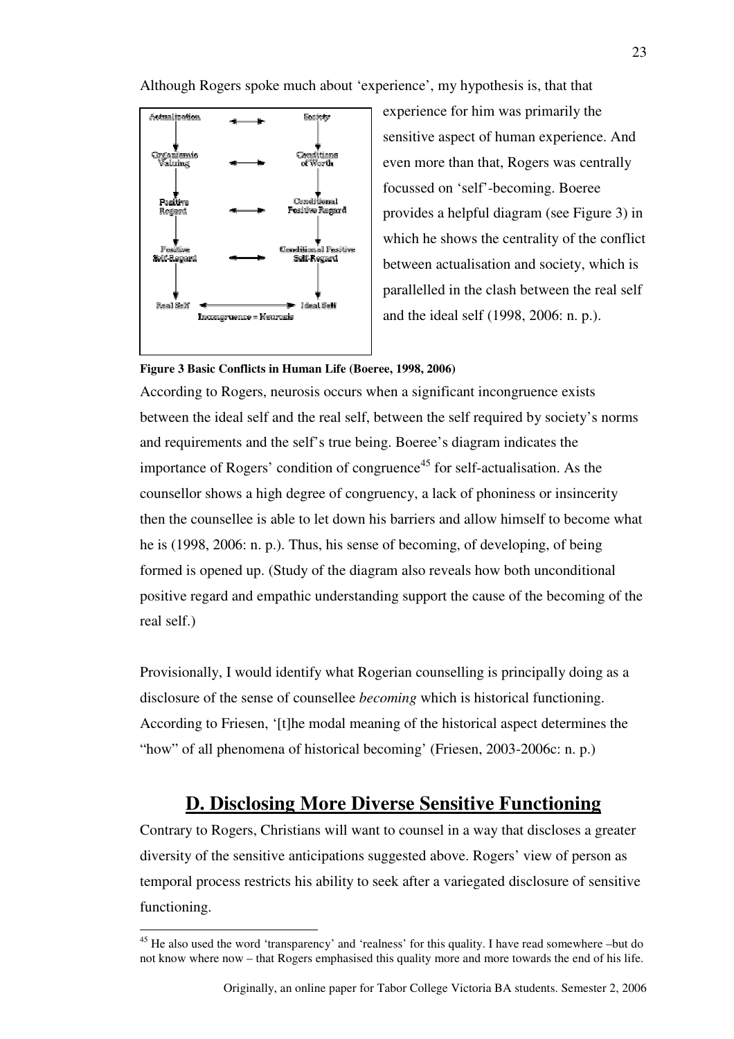Although Rogers spoke much about 'experience', my hypothesis is, that that experience for him was primarily the sensitive aspect of human experience. And even more than that, Rogers was centrally focussed on 'self'-becoming. Boeree provides a helpful diagram (see Figure 3) in which he shows the centrality of the conflict between actualisation and society, which is parallelled in the clash between the real self and the ideal self (1998, 2006: n. p.).

**Figure 3 Basic Conflicts in Human Life (Boeree, 1998, 2006)**

According to Rogers, neurosis occurs when a significant incongruence exists between the ideal self and the real self, between the self required by society's norms and requirements and the self's true being. Boeree's diagram indicates the importance of Rogers' condition of congruence[45] for self-actualisation. As the counsellor shows a high degree of congruency, a lack of phoniness or insincerity then the counsellee is able to let down his barriers and allow himself to become what he is (1998, 2006: n. p.). Thus, his sense of becoming, of developing, of being formed is opened up. (Study of the diagram also reveals how both unconditional positive regard and empathic understanding support the cause of the becoming of the real self.)

Provisionally, I would identify what Rogerian counselling is principally doing as a disclosure of the sense of counsellee *becoming* which is historical functioning. According to Friesen, '[t]he modal meaning of the historical aspect determines the "how" of all phenomena of historical becoming' (Friesen, 2003-2006c: n. p.)

## D. Disclosing More Diverse Sensitive Functioning

Contrary to Rogers, Christians will want to counsel in a way that discloses a greater diversity of the sensitive anticipations suggested above. Rogers' view of person as temporal process restricts his ability to seek after a variegated disclosure of sensitive functioning.

[45] He also used the word 'transparency' and 'realness' for this quality. I have read somewhere –but do not know where now – that Rogers emphasised this quality more and more towards the end of his life.

Originally, an online paper for Tabor College Victoria BA students. Semester 2, 2006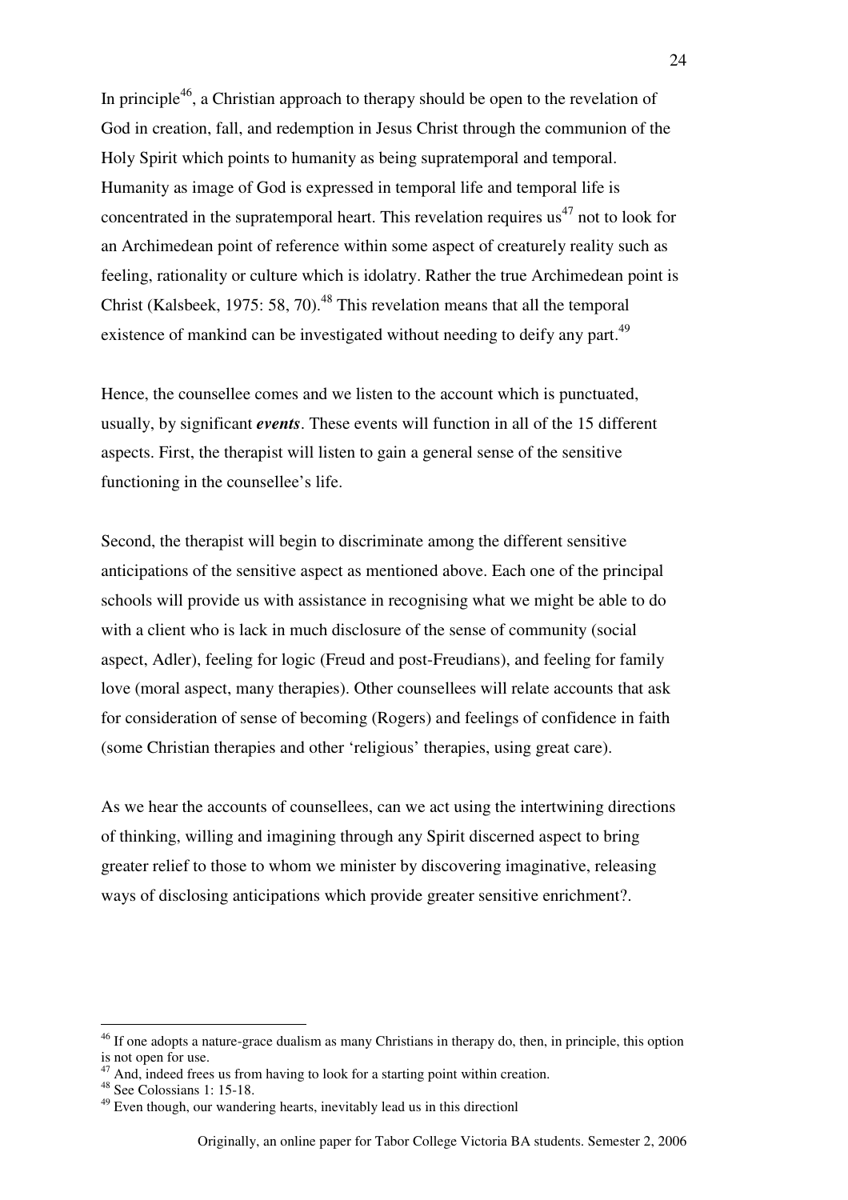In principle[46], a Christian approach to therapy should be open to the revelation of God in creation, fall, and redemption in Jesus Christ through the communion of the Holy Spirit which points to humanity as being supratemporal and temporal. Humanity as image of God is expressed in temporal life and temporal life is concentrated in the supratemporal heart. This revelation requires us[47] not to look for an Archimedean point of reference within some aspect of creaturely reality such as feeling, rationality or culture which is idolatry. Rather the true Archimedean point is Christ (Kalsbeek, 1975: 58, 70).[48] This revelation means that all the temporal existence of mankind can be investigated without needing to deify any part.[49]

Hence, the counsellee comes and we listen to the account which is punctuated, usually, by significant ***events***. These events will function in all of the 15 different aspects. First, the therapist will listen to gain a general sense of the sensitive functioning in the counsellee's life.

Second, the therapist will begin to discriminate among the different sensitive anticipations of the sensitive aspect as mentioned above. Each one of the principal schools will provide us with assistance in recognising what we might be able to do with a client who is lack in much disclosure of the sense of community (social aspect, Adler), feeling for logic (Freud and post-Freudians), and feeling for family love (moral aspect, many therapies). Other counsellees will relate accounts that ask for consideration of sense of becoming (Rogers) and feelings of confidence in faith (some Christian therapies and other 'religious' therapies, using great care).

As we hear the accounts of counsellees, can we act using the intertwining directions of thinking, willing and imagining through any Spirit discerned aspect to bring greater relief to those to whom we minister by discovering imaginative, releasing ways of disclosing anticipations which provide greater sensitive enrichment?.

---

[46] If one adopts a nature-grace dualism as many Christians in therapy do, then, in principle, this option is not open for use.

[47] And, indeed frees us from having to look for a starting point within creation.

[48] See Colossians 1: 15-18.

[49] Even though, our wandering hearts, inevitably lead us in this directionl

Originally, an online paper for Tabor College Victoria BA students. Semester 2, 2006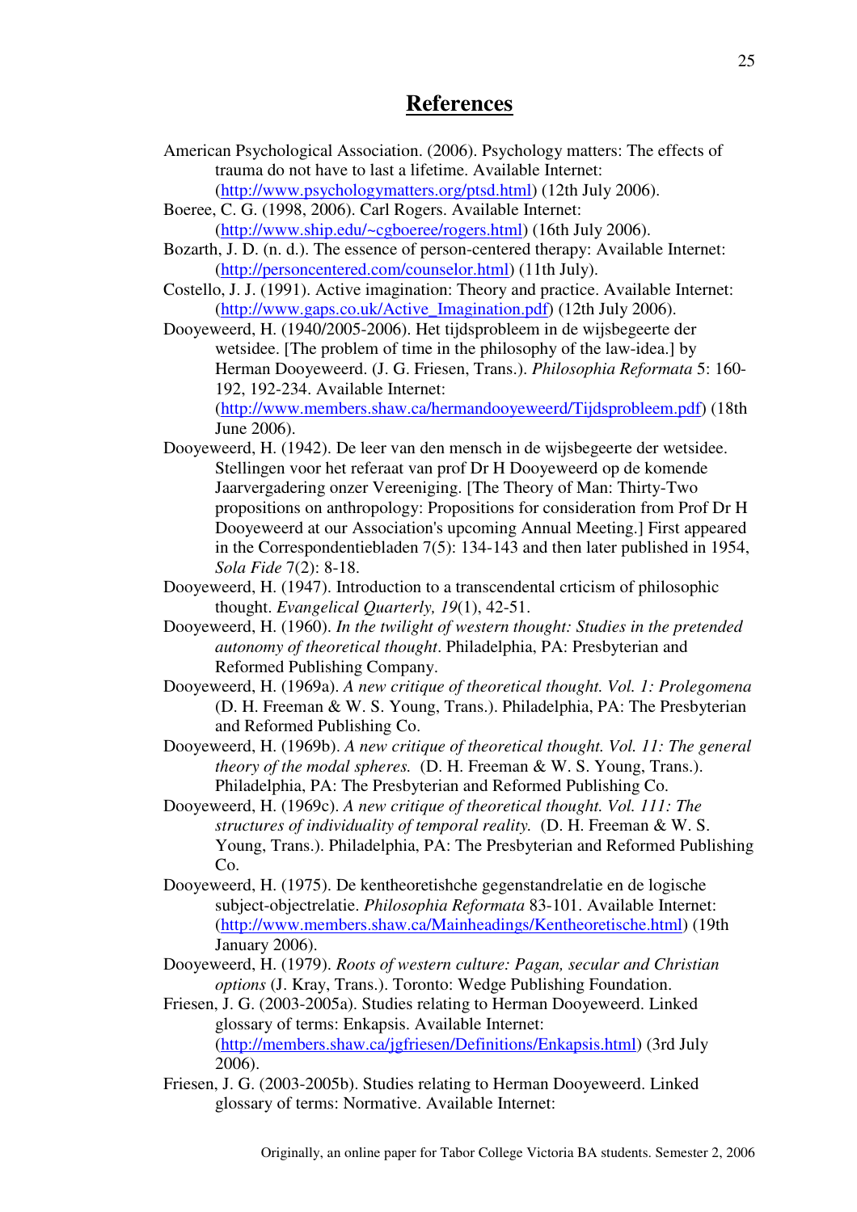# References

American Psychological Association. (2006). Psychology matters: The effects of trauma do not have to last a lifetime. Available Internet: (http://www.psychologymatters.org/ptsd.html) (12th July 2006).

Boeree, C. G. (1998, 2006). Carl Rogers. Available Internet: (http://www.ship.edu/~cgboeree/rogers.html) (16th July 2006).

Bozarth, J. D. (n. d.). The essence of person-centered therapy: Available Internet: (http://personcentered.com/counselor.html) (11th July).

Costello, J. J. (1991). Active imagination: Theory and practice. Available Internet: (http://www.gaps.co.uk/Active_Imagination.pdf) (12th July 2006).

Dooyeweerd, H. (1940/2005-2006). Het tijdsprobleem in de wijsbegeerte der wetsidee. [The problem of time in the philosophy of the law-idea.] by Herman Dooyeweerd. (J. G. Friesen, Trans.). *Philosophia Reformata* 5: 160-192, 192-234. Available Internet: (http://www.members.shaw.ca/hermandooyeweerd/Tijdsprobleem.pdf) (18th June 2006).

Dooyeweerd, H. (1942). De leer van den mensch in de wijsbegeerte der wetsidee. Stellingen voor het referaat van prof Dr H Dooyeweerd op de komende Jaarvergadering onzer Vereeniging. [The Theory of Man: Thirty-Two propositions on anthropology: Propositions for consideration from Prof Dr H Dooyeweerd at our Association's upcoming Annual Meeting.] First appeared in the Correspondentiebladen 7(5): 134-143 and then later published in 1954, *Sola Fide* 7(2): 8-18.

Dooyeweerd, H. (1947). Introduction to a transcendental crticism of philosophic thought. *Evangelical Quarterly, 19*(1), 42-51.

Dooyeweerd, H. (1960). *In the twilight of western thought: Studies in the pretended autonomy of theoretical thought*. Philadelphia, PA: Presbyterian and Reformed Publishing Company.

Dooyeweerd, H. (1969a). *A new critique of theoretical thought. Vol. 1: Prolegomena* (D. H. Freeman & W. S. Young, Trans.). Philadelphia, PA: The Presbyterian and Reformed Publishing Co.

Dooyeweerd, H. (1969b). *A new critique of theoretical thought. Vol. 11: The general theory of the modal spheres.* (D. H. Freeman & W. S. Young, Trans.). Philadelphia, PA: The Presbyterian and Reformed Publishing Co.

Dooyeweerd, H. (1969c). *A new critique of theoretical thought. Vol. 111: The structures of individuality of temporal reality.* (D. H. Freeman & W. S. Young, Trans.). Philadelphia, PA: The Presbyterian and Reformed Publishing Co.

Dooyeweerd, H. (1975). De kentheoretishche gegenstandrelatie en de logische subject-objectrelatie. *Philosophia Reformata* 83-101. Available Internet: (http://www.members.shaw.ca/Mainheadings/Kentheoretische.html) (19th January 2006).

Dooyeweerd, H. (1979). *Roots of western culture: Pagan, secular and Christian options* (J. Kray, Trans.). Toronto: Wedge Publishing Foundation.

Friesen, J. G. (2003-2005a). Studies relating to Herman Dooyeweerd. Linked glossary of terms: Enkapsis. Available Internet: (http://members.shaw.ca/jgfriesen/Definitions/Enkapsis.html) (3rd July 2006).

Friesen, J. G. (2003-2005b). Studies relating to Herman Dooyeweerd. Linked glossary of terms: Normative. Available Internet: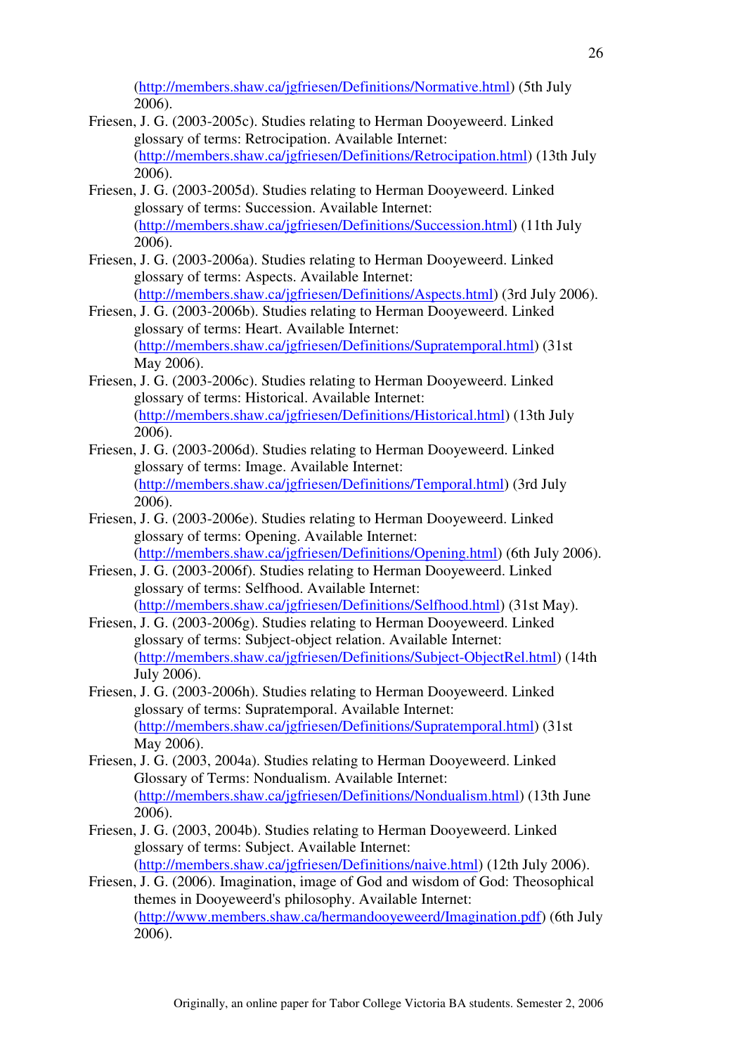(http://members.shaw.ca/jgfriesen/Definitions/Normative.html) (5th July 2006).

Friesen, J. G. (2003-2005c). Studies relating to Herman Dooyeweerd. Linked glossary of terms: Retrocipation. Available Internet: (http://members.shaw.ca/jgfriesen/Definitions/Retrocipation.html) (13th July 2006).

Friesen, J. G. (2003-2005d). Studies relating to Herman Dooyeweerd. Linked glossary of terms: Succession. Available Internet: (http://members.shaw.ca/jgfriesen/Definitions/Succession.html) (11th July 2006).

Friesen, J. G. (2003-2006a). Studies relating to Herman Dooyeweerd. Linked glossary of terms: Aspects. Available Internet: (http://members.shaw.ca/jgfriesen/Definitions/Aspects.html) (3rd July 2006).

Friesen, J. G. (2003-2006b). Studies relating to Herman Dooyeweerd. Linked glossary of terms: Heart. Available Internet: (http://members.shaw.ca/jgfriesen/Definitions/Supratemporal.html) (31st May 2006).

Friesen, J. G. (2003-2006c). Studies relating to Herman Dooyeweerd. Linked glossary of terms: Historical. Available Internet: (http://members.shaw.ca/jgfriesen/Definitions/Historical.html) (13th July 2006).

Friesen, J. G. (2003-2006d). Studies relating to Herman Dooyeweerd. Linked glossary of terms: Image. Available Internet: (http://members.shaw.ca/jgfriesen/Definitions/Temporal.html) (3rd July 2006).

Friesen, J. G. (2003-2006e). Studies relating to Herman Dooyeweerd. Linked glossary of terms: Opening. Available Internet: (http://members.shaw.ca/jgfriesen/Definitions/Opening.html) (6th July 2006).

Friesen, J. G. (2003-2006f). Studies relating to Herman Dooyeweerd. Linked glossary of terms: Selfhood. Available Internet: (http://members.shaw.ca/jgfriesen/Definitions/Selfhood.html) (31st May).

Friesen, J. G. (2003-2006g). Studies relating to Herman Dooyeweerd. Linked glossary of terms: Subject-object relation. Available Internet: (http://members.shaw.ca/jgfriesen/Definitions/Subject-ObjectRel.html) (14th July 2006).

Friesen, J. G. (2003-2006h). Studies relating to Herman Dooyeweerd. Linked glossary of terms: Supratemporal. Available Internet: (http://members.shaw.ca/jgfriesen/Definitions/Supratemporal.html) (31st May 2006).

Friesen, J. G. (2003, 2004a). Studies relating to Herman Dooyeweerd. Linked Glossary of Terms: Nondualism. Available Internet: (http://members.shaw.ca/jgfriesen/Definitions/Nondualism.html) (13th June 2006).

Friesen, J. G. (2003, 2004b). Studies relating to Herman Dooyeweerd. Linked glossary of terms: Subject. Available Internet: (http://members.shaw.ca/jgfriesen/Definitions/naive.html) (12th July 2006).

Friesen, J. G. (2006). Imagination, image of God and wisdom of God: Theosophical themes in Dooyeweerd's philosophy. Available Internet: (http://www.members.shaw.ca/hermandooyeweerd/Imagination.pdf) (6th July 2006).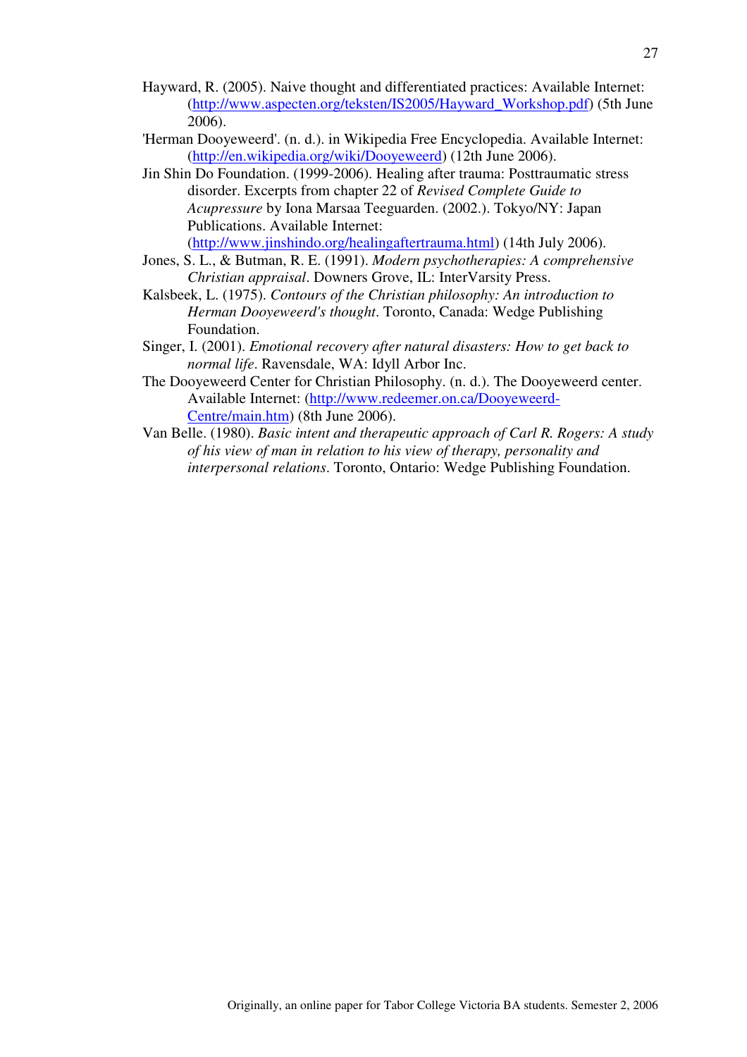Hayward, R. (2005). Naive thought and differentiated practices: Available Internet: (http://www.aspecten.org/teksten/IS2005/Hayward_Workshop.pdf) (5th June 2006).

'Herman Dooyeweerd'. (n. d.). in Wikipedia Free Encyclopedia. Available Internet: (http://en.wikipedia.org/wiki/Dooyeweerd) (12th June 2006).

Jin Shin Do Foundation. (1999-2006). Healing after trauma: Posttraumatic stress disorder. Excerpts from chapter 22 of *Revised Complete Guide to Acupressure* by Iona Marsaa Teeguarden. (2002.). Tokyo/NY: Japan Publications. Available Internet: (http://www.jinshindo.org/healingaftertrauma.html) (14th July 2006).

Jones, S. L., & Butman, R. E. (1991). *Modern psychotherapies: A comprehensive Christian appraisal*. Downers Grove, IL: InterVarsity Press.

Kalsbeek, L. (1975). *Contours of the Christian philosophy: An introduction to Herman Dooyeweerd's thought*. Toronto, Canada: Wedge Publishing Foundation.

Singer, I. (2001). *Emotional recovery after natural disasters: How to get back to normal life*. Ravensdale, WA: Idyll Arbor Inc.

The Dooyeweerd Center for Christian Philosophy. (n. d.). The Dooyeweerd center. Available Internet: (http://www.redeemer.on.ca/Dooyeweerd-Centre/main.htm) (8th June 2006).

Van Belle. (1980). *Basic intent and therapeutic approach of Carl R. Rogers: A study of his view of man in relation to his view of therapy, personality and interpersonal relations*. Toronto, Ontario: Wedge Publishing Foundation.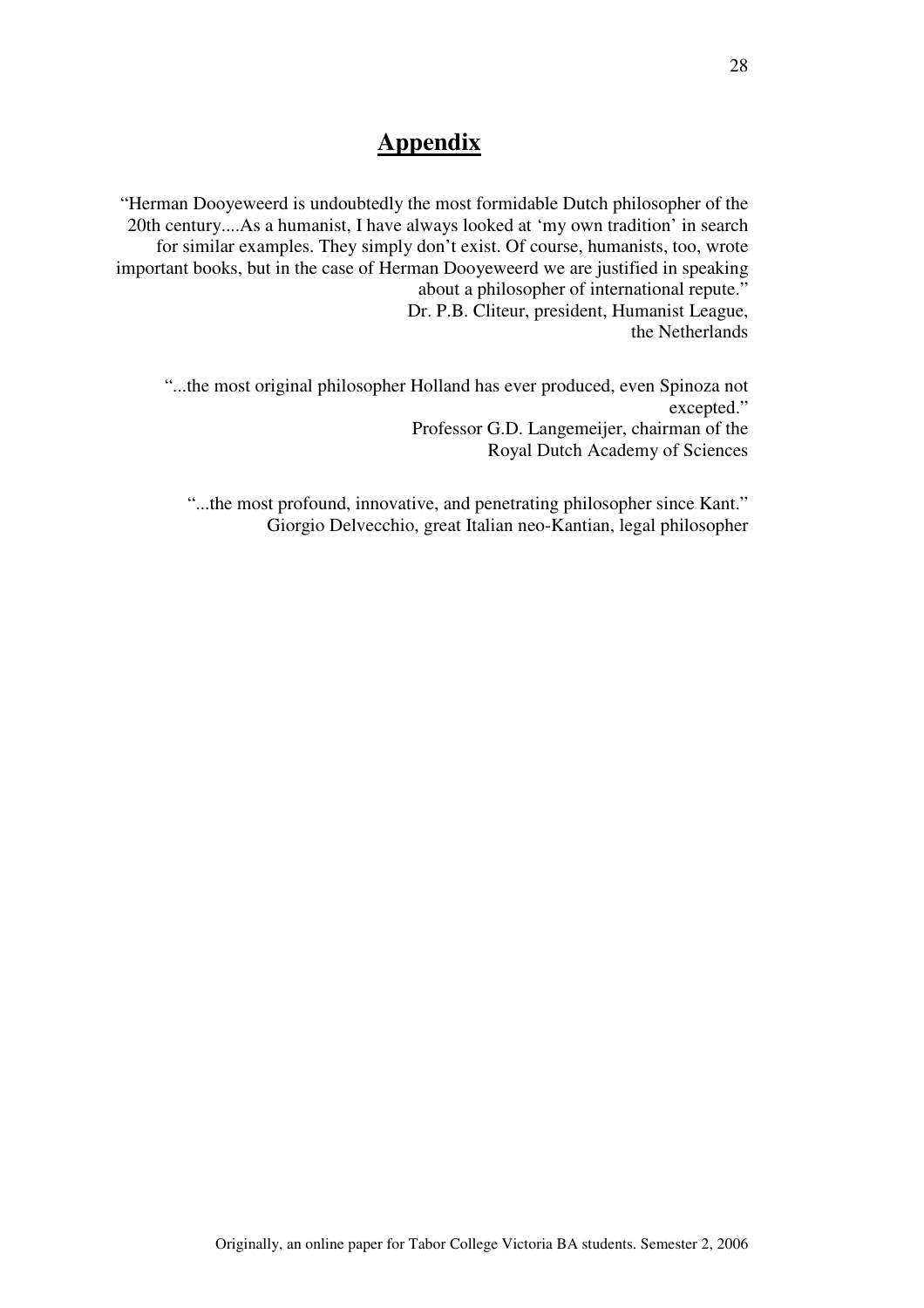## Appendix

"Herman Dooyeweerd is undoubtedly the most formidable Dutch philosopher of the 20th century....As a humanist, I have always looked at 'my own tradition' in search for similar examples. They simply don't exist. Of course, humanists, too, wrote important books, but in the case of Herman Dooyeweerd we are justified in speaking about a philosopher of international repute."

Dr. P.B. Cliteur, president, Humanist League, the Netherlands

"...the most original philosopher Holland has ever produced, even Spinoza not excepted."

Professor G.D. Langemeijer, chairman of the Royal Dutch Academy of Sciences

"...the most profound, innovative, and penetrating philosopher since Kant."

Giorgio Delvecchio, great Italian neo-Kantian, legal philosopher

Originally, an online paper for Tabor College Victoria BA students. Semester 2, 2006